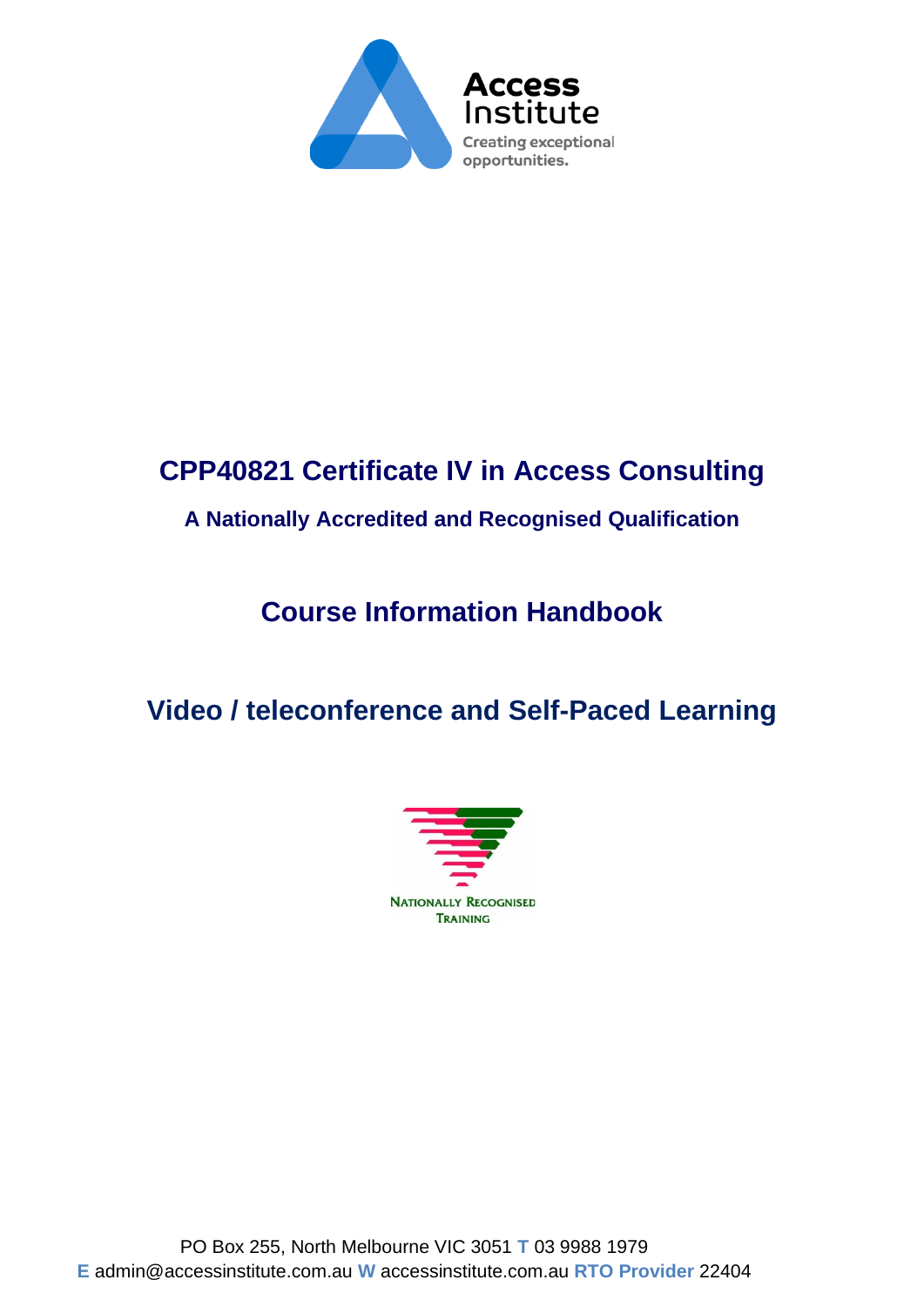Access Institute

Creating exceptional opportunities.

# CPP40821 Certificate IV in Access Consulting

### A Nationally Accredited and Recognised Qualification

## Course Information Handbook

## Video / teleconference and Self-Paced Learning

NATIONALLY RECOGNISED TRAINING

PO Box 255, North Melbourne VIC 3051 **T** 03 9988 1979
**E** admin@accessinstitute.com.au **W** accessinstitute.com.au **RTO Provider** 22404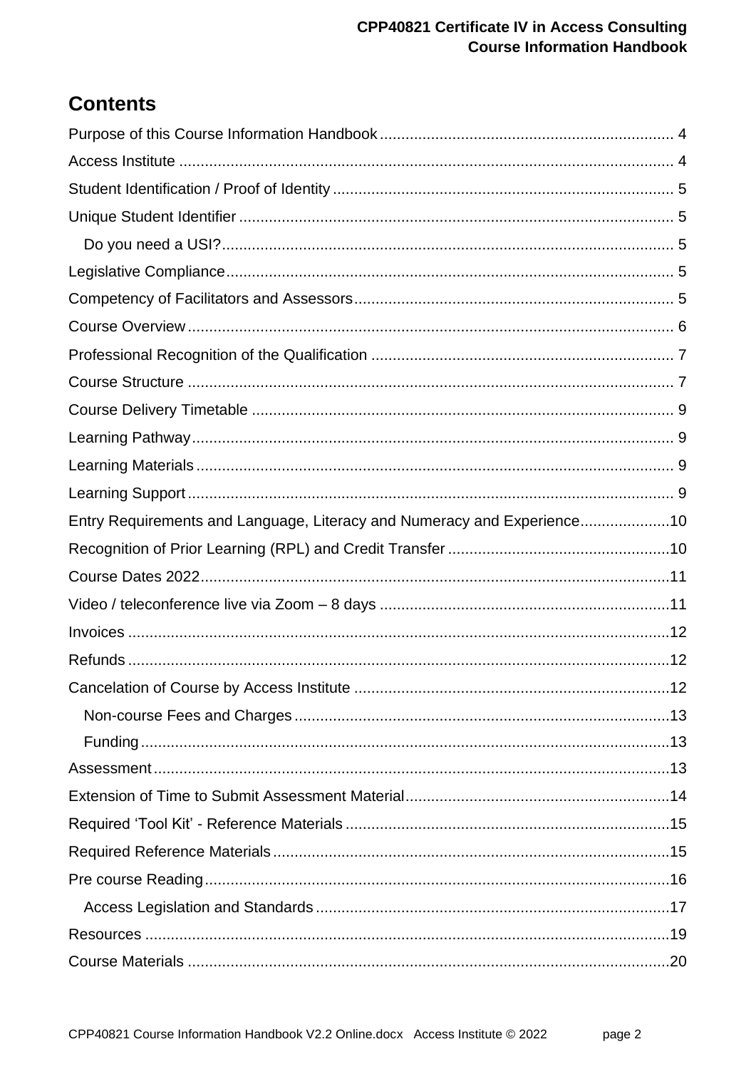# Contents

Purpose of this Course Information Handbook .................... 4
Access Institute .................... 4
Student Identification / Proof of Identity .................... 5
Unique Student Identifier .................... 5
- Do you need a USI? .................... 5

Legislative Compliance .................... 5
Competency of Facilitators and Assessors .................... 5
Course Overview .................... 6
Professional Recognition of the Qualification .................... 7
Course Structure .................... 7
Course Delivery Timetable .................... 9
Learning Pathway .................... 9
Learning Materials .................... 9
Learning Support .................... 9
Entry Requirements and Language, Literacy and Numeracy and Experience .................... 10
Recognition of Prior Learning (RPL) and Credit Transfer .................... 10
Course Dates 2022 .................... 11
Video / teleconference live via Zoom – 8 days .................... 11
Invoices .................... 12
Refunds .................... 12
Cancelation of Course by Access Institute .................... 12
- Non-course Fees and Charges .................... 13
- Funding .................... 13

Assessment .................... 13
Extension of Time to Submit Assessment Material .................... 14
Required 'Tool Kit' - Reference Materials .................... 15
Required Reference Materials .................... 15
Pre course Reading .................... 16
- Access Legislation and Standards .................... 17

Resources .................... 19
Course Materials .................... 20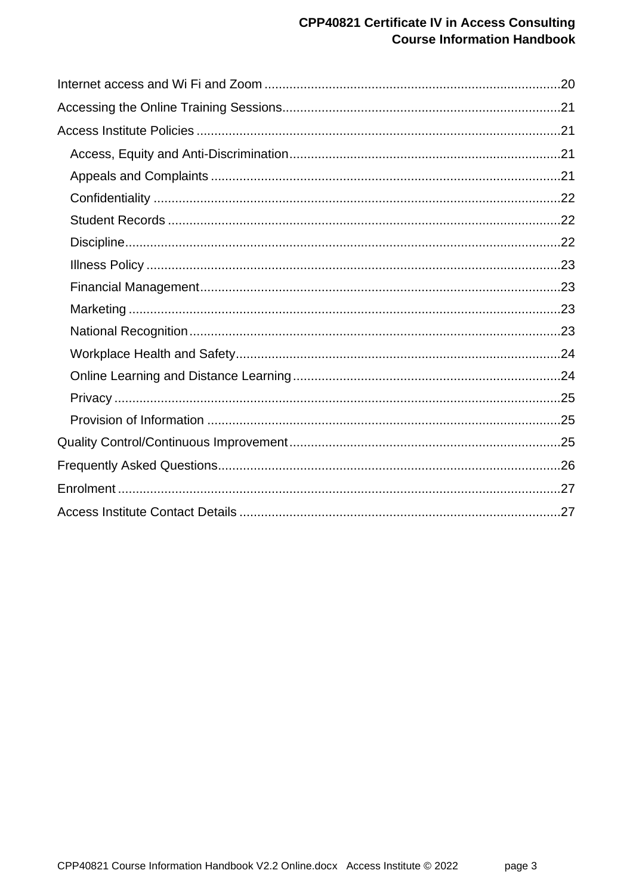Internet access and Wi Fi and Zoom ..................................................................................20

Accessing the Online Training Sessions.............................................................................21

Access Institute Policies .....................................................................................................21

- Access, Equity and Anti-Discrimination...........................................................................21
- Appeals and Complaints .................................................................................................21
- Confidentiality .................................................................................................................22
- Student Records .............................................................................................................22
- Discipline.........................................................................................................................22
- Illness Policy ...................................................................................................................23
- Financial Management....................................................................................................23
- Marketing ........................................................................................................................23
- National Recognition.......................................................................................................23
- Workplace Health and Safety..........................................................................................24
- Online Learning and Distance Learning ..........................................................................24
- Privacy ............................................................................................................................25
- Provision of Information ..................................................................................................25

Quality Control/Continuous Improvement...........................................................................25

Frequently Asked Questions...............................................................................................26

Enrolment ...........................................................................................................................27

Access Institute Contact Details .........................................................................................27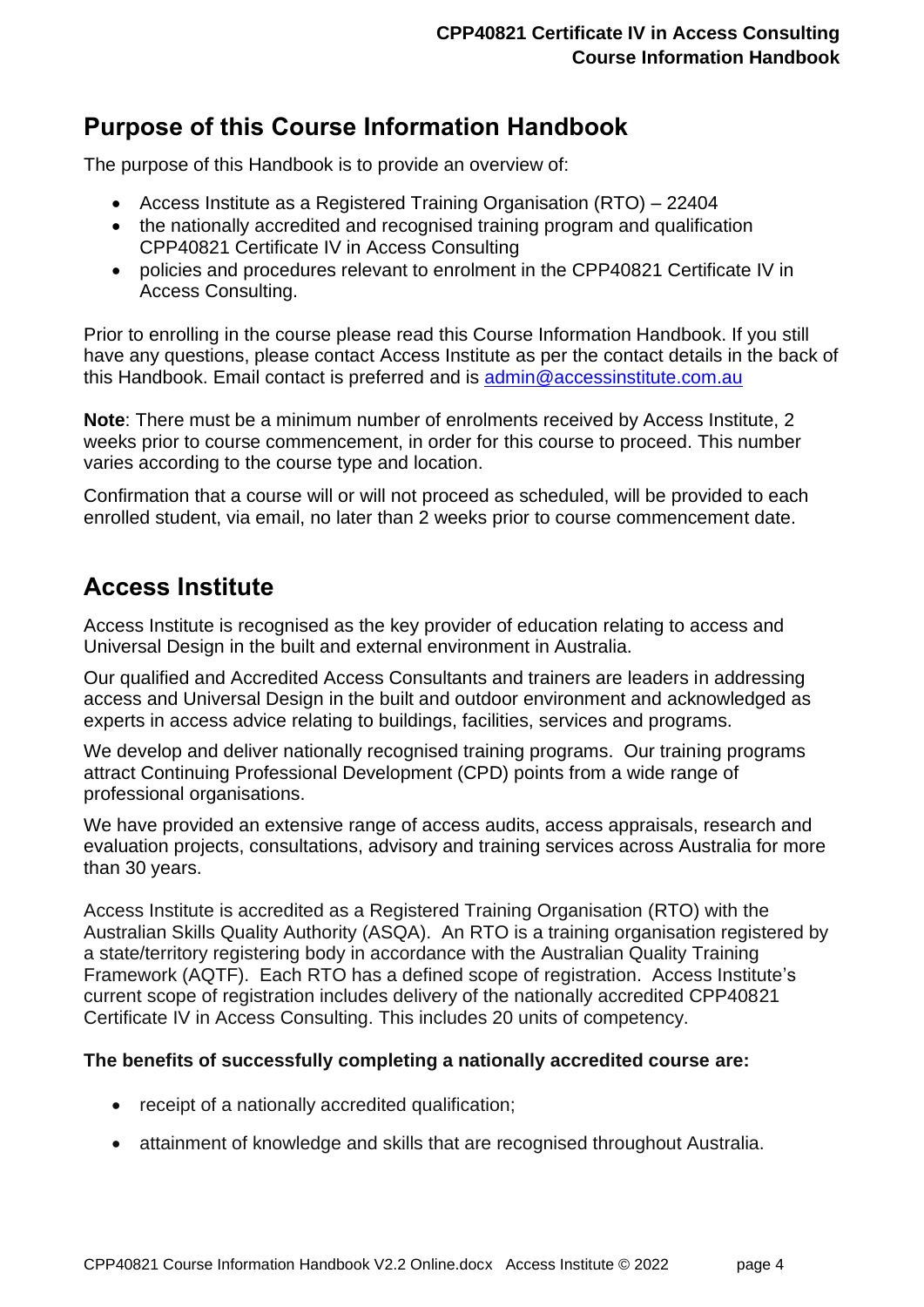## Purpose of this Course Information Handbook

The purpose of this Handbook is to provide an overview of:

- Access Institute as a Registered Training Organisation (RTO) – 22404
- the nationally accredited and recognised training program and qualification CPP40821 Certificate IV in Access Consulting
- policies and procedures relevant to enrolment in the CPP40821 Certificate IV in Access Consulting.

Prior to enrolling in the course please read this Course Information Handbook. If you still have any questions, please contact Access Institute as per the contact details in the back of this Handbook. Email contact is preferred and is admin@accessinstitute.com.au

**Note**: There must be a minimum number of enrolments received by Access Institute, 2 weeks prior to course commencement, in order for this course to proceed. This number varies according to the course type and location.

Confirmation that a course will or will not proceed as scheduled, will be provided to each enrolled student, via email, no later than 2 weeks prior to course commencement date.

## Access Institute

Access Institute is recognised as the key provider of education relating to access and Universal Design in the built and external environment in Australia.

Our qualified and Accredited Access Consultants and trainers are leaders in addressing access and Universal Design in the built and outdoor environment and acknowledged as experts in access advice relating to buildings, facilities, services and programs.

We develop and deliver nationally recognised training programs. Our training programs attract Continuing Professional Development (CPD) points from a wide range of professional organisations.

We have provided an extensive range of access audits, access appraisals, research and evaluation projects, consultations, advisory and training services across Australia for more than 30 years.

Access Institute is accredited as a Registered Training Organisation (RTO) with the Australian Skills Quality Authority (ASQA). An RTO is a training organisation registered by a state/territory registering body in accordance with the Australian Quality Training Framework (AQTF). Each RTO has a defined scope of registration. Access Institute's current scope of registration includes delivery of the nationally accredited CPP40821 Certificate IV in Access Consulting. This includes 20 units of competency.

**The benefits of successfully completing a nationally accredited course are:**

- receipt of a nationally accredited qualification;
- attainment of knowledge and skills that are recognised throughout Australia.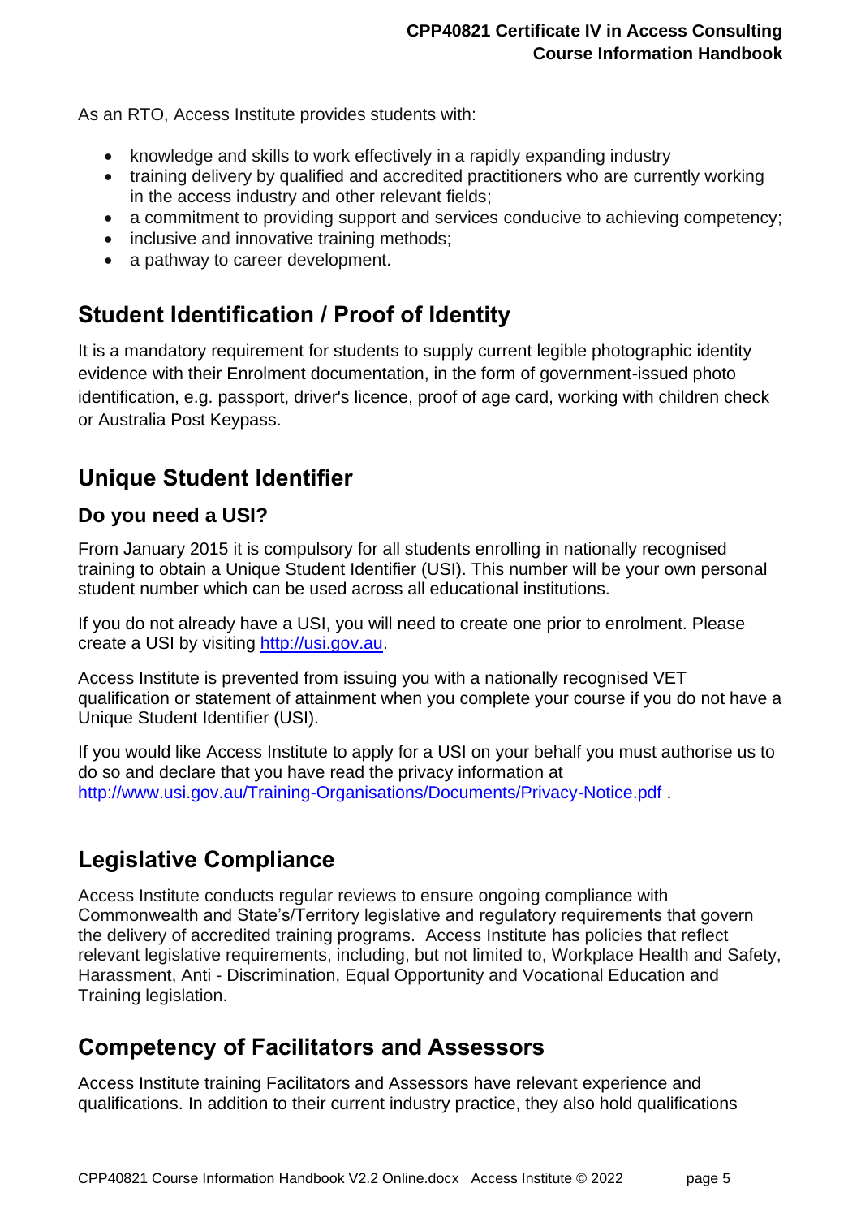As an RTO, Access Institute provides students with:

- knowledge and skills to work effectively in a rapidly expanding industry
- training delivery by qualified and accredited practitioners who are currently working in the access industry and other relevant fields;
- a commitment to providing support and services conducive to achieving competency;
- inclusive and innovative training methods;
- a pathway to career development.

## Student Identification / Proof of Identity

It is a mandatory requirement for students to supply current legible photographic identity evidence with their Enrolment documentation, in the form of government-issued photo identification, e.g. passport, driver's licence, proof of age card, working with children check or Australia Post Keypass.

## Unique Student Identifier

### Do you need a USI?

From January 2015 it is compulsory for all students enrolling in nationally recognised training to obtain a Unique Student Identifier (USI). This number will be your own personal student number which can be used across all educational institutions.

If you do not already have a USI, you will need to create one prior to enrolment. Please create a USI by visiting [http://usi.gov.au](http://usi.gov.au).

Access Institute is prevented from issuing you with a nationally recognised VET qualification or statement of attainment when you complete your course if you do not have a Unique Student Identifier (USI).

If you would like Access Institute to apply for a USI on your behalf you must authorise us to do so and declare that you have read the privacy information at [http://www.usi.gov.au/Training-Organisations/Documents/Privacy-Notice.pdf](http://www.usi.gov.au/Training-Organisations/Documents/Privacy-Notice.pdf) .

## Legislative Compliance

Access Institute conducts regular reviews to ensure ongoing compliance with Commonwealth and State's/Territory legislative and regulatory requirements that govern the delivery of accredited training programs. Access Institute has policies that reflect relevant legislative requirements, including, but not limited to, Workplace Health and Safety, Harassment, Anti - Discrimination, Equal Opportunity and Vocational Education and Training legislation.

## Competency of Facilitators and Assessors

Access Institute training Facilitators and Assessors have relevant experience and qualifications. In addition to their current industry practice, they also hold qualifications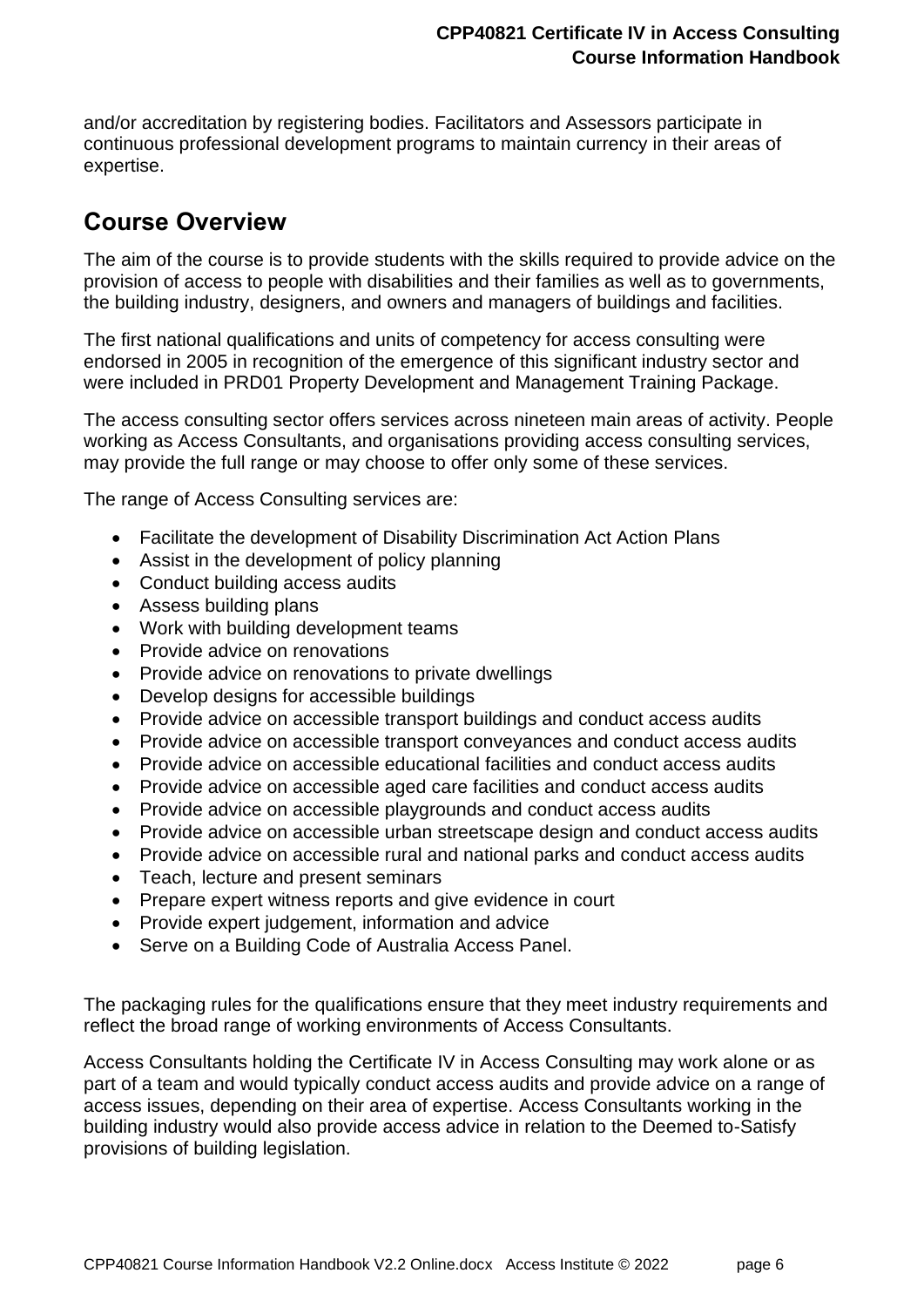and/or accreditation by registering bodies. Facilitators and Assessors participate in continuous professional development programs to maintain currency in their areas of expertise.

## Course Overview

The aim of the course is to provide students with the skills required to provide advice on the provision of access to people with disabilities and their families as well as to governments, the building industry, designers, and owners and managers of buildings and facilities.

The first national qualifications and units of competency for access consulting were endorsed in 2005 in recognition of the emergence of this significant industry sector and were included in PRD01 Property Development and Management Training Package.

The access consulting sector offers services across nineteen main areas of activity. People working as Access Consultants, and organisations providing access consulting services, may provide the full range or may choose to offer only some of these services.

The range of Access Consulting services are:

- Facilitate the development of Disability Discrimination Act Action Plans
- Assist in the development of policy planning
- Conduct building access audits
- Assess building plans
- Work with building development teams
- Provide advice on renovations
- Provide advice on renovations to private dwellings
- Develop designs for accessible buildings
- Provide advice on accessible transport buildings and conduct access audits
- Provide advice on accessible transport conveyances and conduct access audits
- Provide advice on accessible educational facilities and conduct access audits
- Provide advice on accessible aged care facilities and conduct access audits
- Provide advice on accessible playgrounds and conduct access audits
- Provide advice on accessible urban streetscape design and conduct access audits
- Provide advice on accessible rural and national parks and conduct access audits
- Teach, lecture and present seminars
- Prepare expert witness reports and give evidence in court
- Provide expert judgement, information and advice
- Serve on a Building Code of Australia Access Panel.

The packaging rules for the qualifications ensure that they meet industry requirements and reflect the broad range of working environments of Access Consultants.

Access Consultants holding the Certificate IV in Access Consulting may work alone or as part of a team and would typically conduct access audits and provide advice on a range of access issues, depending on their area of expertise. Access Consultants working in the building industry would also provide access advice in relation to the Deemed to-Satisfy provisions of building legislation.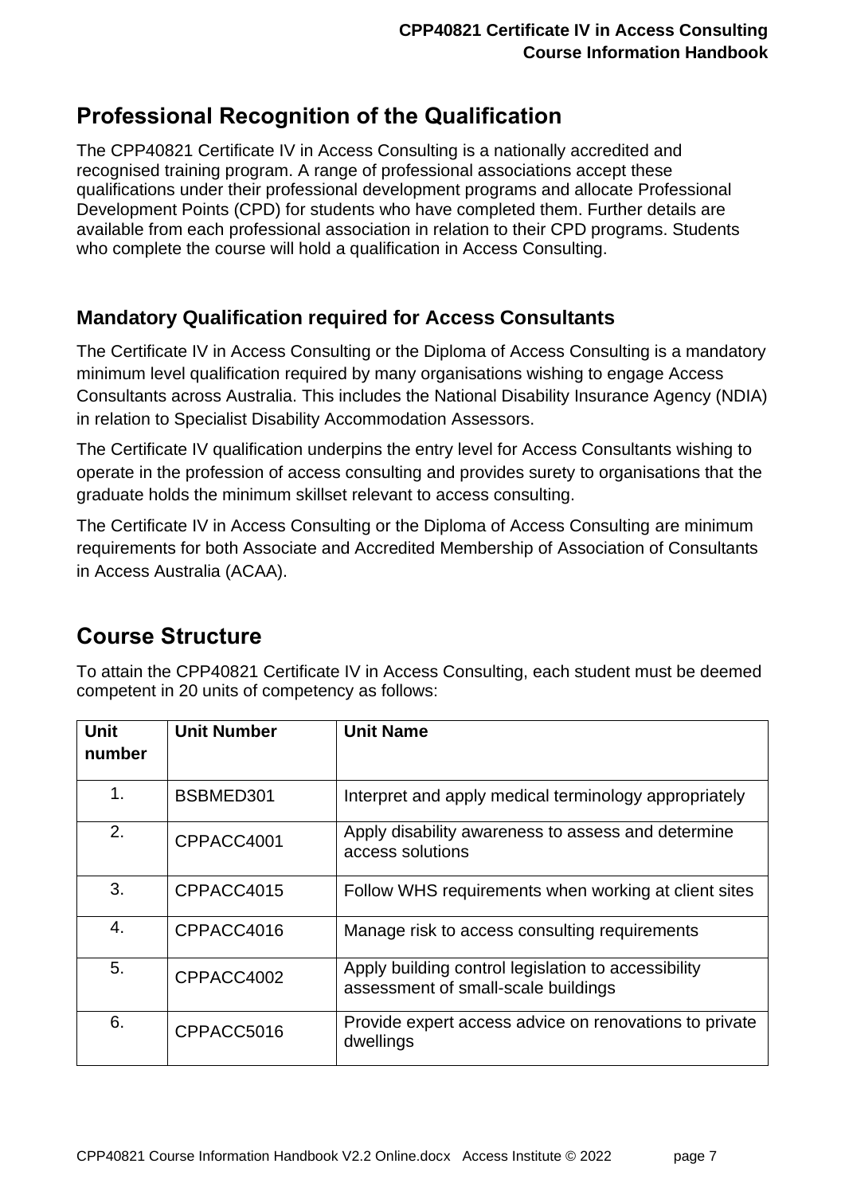## Professional Recognition of the Qualification

The CPP40821 Certificate IV in Access Consulting is a nationally accredited and recognised training program. A range of professional associations accept these qualifications under their professional development programs and allocate Professional Development Points (CPD) for students who have completed them. Further details are available from each professional association in relation to their CPD programs. Students who complete the course will hold a qualification in Access Consulting.

### Mandatory Qualification required for Access Consultants

The Certificate IV in Access Consulting or the Diploma of Access Consulting is a mandatory minimum level qualification required by many organisations wishing to engage Access Consultants across Australia. This includes the National Disability Insurance Agency (NDIA) in relation to Specialist Disability Accommodation Assessors.

The Certificate IV qualification underpins the entry level for Access Consultants wishing to operate in the profession of access consulting and provides surety to organisations that the graduate holds the minimum skillset relevant to access consulting.

The Certificate IV in Access Consulting or the Diploma of Access Consulting are minimum requirements for both Associate and Accredited Membership of Association of Consultants in Access Australia (ACAA).

## Course Structure

To attain the CPP40821 Certificate IV in Access Consulting, each student must be deemed competent in 20 units of competency as follows:

| Unit number | Unit Number | Unit Name |
|---|---|---|
| 1. | BSBMED301 | Interpret and apply medical terminology appropriately |
| 2. | CPPACC4001 | Apply disability awareness to assess and determine access solutions |
| 3. | CPPACC4015 | Follow WHS requirements when working at client sites |
| 4. | CPPACC4016 | Manage risk to access consulting requirements |
| 5. | CPPACC4002 | Apply building control legislation to accessibility assessment of small-scale buildings |
| 6. | CPPACC5016 | Provide expert access advice on renovations to private dwellings |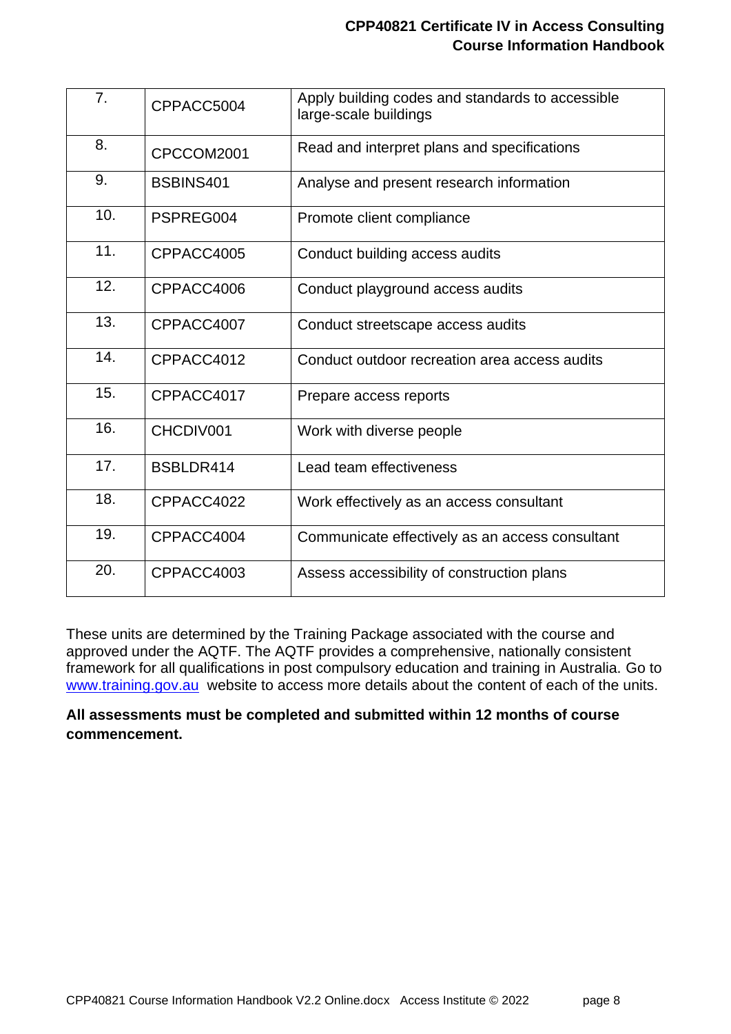| | | |
|---|---|---|
| 7. | CPPACC5004 | Apply building codes and standards to accessible large-scale buildings |
| 8. | CPCCOM2001 | Read and interpret plans and specifications |
| 9. | BSBINS401 | Analyse and present research information |
| 10. | PSPREG004 | Promote client compliance |
| 11. | CPPACC4005 | Conduct building access audits |
| 12. | CPPACC4006 | Conduct playground access audits |
| 13. | CPPACC4007 | Conduct streetscape access audits |
| 14. | CPPACC4012 | Conduct outdoor recreation area access audits |
| 15. | CPPACC4017 | Prepare access reports |
| 16. | CHCDIV001 | Work with diverse people |
| 17. | BSBLDR414 | Lead team effectiveness |
| 18. | CPPACC4022 | Work effectively as an access consultant |
| 19. | CPPACC4004 | Communicate effectively as an access consultant |
| 20. | CPPACC4003 | Assess accessibility of construction plans |

These units are determined by the Training Package associated with the course and approved under the AQTF. The AQTF provides a comprehensive, nationally consistent framework for all qualifications in post compulsory education and training in Australia. Go to [www.training.gov.au](http://www.training.gov.au) website to access more details about the content of each of the units.

**All assessments must be completed and submitted within 12 months of course commencement.**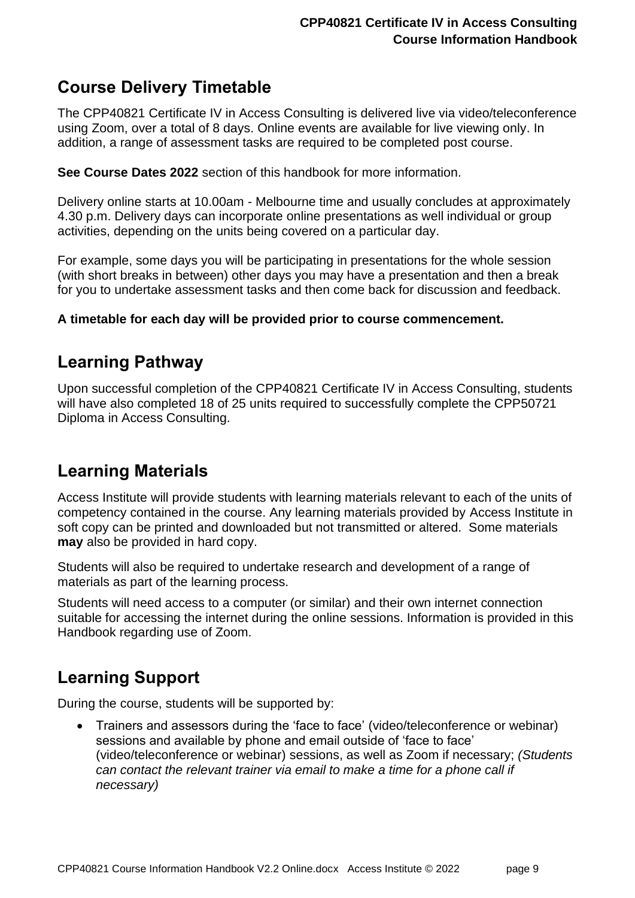## Course Delivery Timetable

The CPP40821 Certificate IV in Access Consulting is delivered live via video/teleconference using Zoom, over a total of 8 days. Online events are available for live viewing only. In addition, a range of assessment tasks are required to be completed post course.

**See Course Dates 2022** section of this handbook for more information.

Delivery online starts at 10.00am - Melbourne time and usually concludes at approximately 4.30 p.m. Delivery days can incorporate online presentations as well individual or group activities, depending on the units being covered on a particular day.

For example, some days you will be participating in presentations for the whole session (with short breaks in between) other days you may have a presentation and then a break for you to undertake assessment tasks and then come back for discussion and feedback.

**A timetable for each day will be provided prior to course commencement.**

## Learning Pathway

Upon successful completion of the CPP40821 Certificate IV in Access Consulting, students will have also completed 18 of 25 units required to successfully complete the CPP50721 Diploma in Access Consulting.

## Learning Materials

Access Institute will provide students with learning materials relevant to each of the units of competency contained in the course. Any learning materials provided by Access Institute in soft copy can be printed and downloaded but not transmitted or altered. Some materials **may** also be provided in hard copy.

Students will also be required to undertake research and development of a range of materials as part of the learning process.

Students will need access to a computer (or similar) and their own internet connection suitable for accessing the internet during the online sessions. Information is provided in this Handbook regarding use of Zoom.

## Learning Support

During the course, students will be supported by:

- Trainers and assessors during the 'face to face' (video/teleconference or webinar) sessions and available by phone and email outside of 'face to face' (video/teleconference or webinar) sessions, as well as Zoom if necessary; *(Students can contact the relevant trainer via email to make a time for a phone call if necessary)*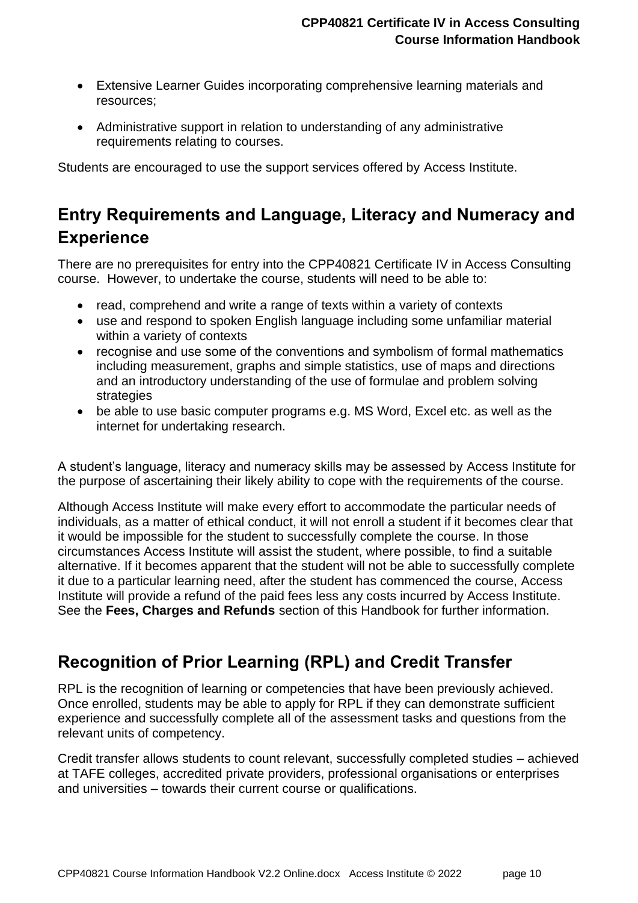- Extensive Learner Guides incorporating comprehensive learning materials and resources;
- Administrative support in relation to understanding of any administrative requirements relating to courses.

Students are encouraged to use the support services offered by Access Institute.

## Entry Requirements and Language, Literacy and Numeracy and Experience

There are no prerequisites for entry into the CPP40821 Certificate IV in Access Consulting course. However, to undertake the course, students will need to be able to:

- read, comprehend and write a range of texts within a variety of contexts
- use and respond to spoken English language including some unfamiliar material within a variety of contexts
- recognise and use some of the conventions and symbolism of formal mathematics including measurement, graphs and simple statistics, use of maps and directions and an introductory understanding of the use of formulae and problem solving strategies
- be able to use basic computer programs e.g. MS Word, Excel etc. as well as the internet for undertaking research.

A student's language, literacy and numeracy skills may be assessed by Access Institute for the purpose of ascertaining their likely ability to cope with the requirements of the course.

Although Access Institute will make every effort to accommodate the particular needs of individuals, as a matter of ethical conduct, it will not enroll a student if it becomes clear that it would be impossible for the student to successfully complete the course. In those circumstances Access Institute will assist the student, where possible, to find a suitable alternative. If it becomes apparent that the student will not be able to successfully complete it due to a particular learning need, after the student has commenced the course, Access Institute will provide a refund of the paid fees less any costs incurred by Access Institute. See the **Fees, Charges and Refunds** section of this Handbook for further information.

## Recognition of Prior Learning (RPL) and Credit Transfer

RPL is the recognition of learning or competencies that have been previously achieved. Once enrolled, students may be able to apply for RPL if they can demonstrate sufficient experience and successfully complete all of the assessment tasks and questions from the relevant units of competency.

Credit transfer allows students to count relevant, successfully completed studies – achieved at TAFE colleges, accredited private providers, professional organisations or enterprises and universities – towards their current course or qualifications.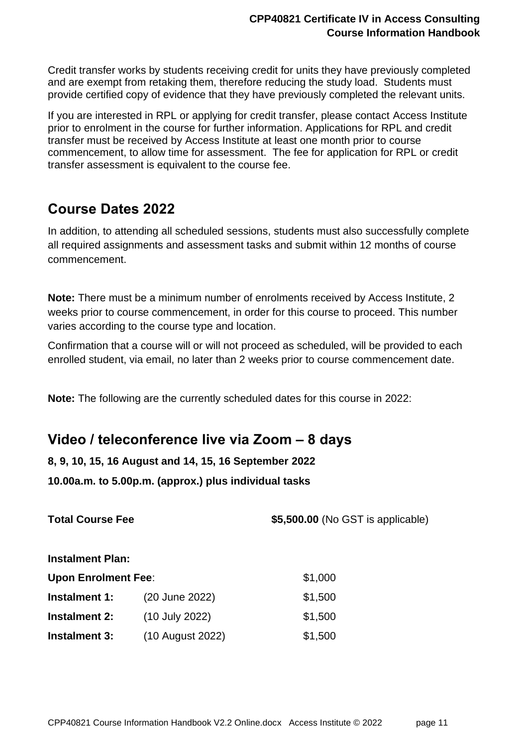Credit transfer works by students receiving credit for units they have previously completed and are exempt from retaking them, therefore reducing the study load. Students must provide certified copy of evidence that they have previously completed the relevant units.

If you are interested in RPL or applying for credit transfer, please contact Access Institute prior to enrolment in the course for further information. Applications for RPL and credit transfer must be received by Access Institute at least one month prior to course commencement, to allow time for assessment. The fee for application for RPL or credit transfer assessment is equivalent to the course fee.

## Course Dates 2022

In addition, to attending all scheduled sessions, students must also successfully complete all required assignments and assessment tasks and submit within 12 months of course commencement.

**Note:** There must be a minimum number of enrolments received by Access Institute, 2 weeks prior to course commencement, in order for this course to proceed. This number varies according to the course type and location.

Confirmation that a course will or will not proceed as scheduled, will be provided to each enrolled student, via email, no later than 2 weeks prior to course commencement date.

**Note:** The following are the currently scheduled dates for this course in 2022:

## Video / teleconference live via Zoom – 8 days

**8, 9, 10, 15, 16 August and 14, 15, 16 September 2022**

**10.00a.m. to 5.00p.m. (approx.) plus individual tasks**

**Total Course Fee** **$5,500.00** (No GST is applicable)

**Instalment Plan:**

| | | |
|---|---|---|
| **Upon Enrolment Fee**: | | $1,000 |
| **Instalment 1:** | (20 June 2022) | $1,500 |
| **Instalment 2:** | (10 July 2022) | $1,500 |
| **Instalment 3:** | (10 August 2022) | $1,500 |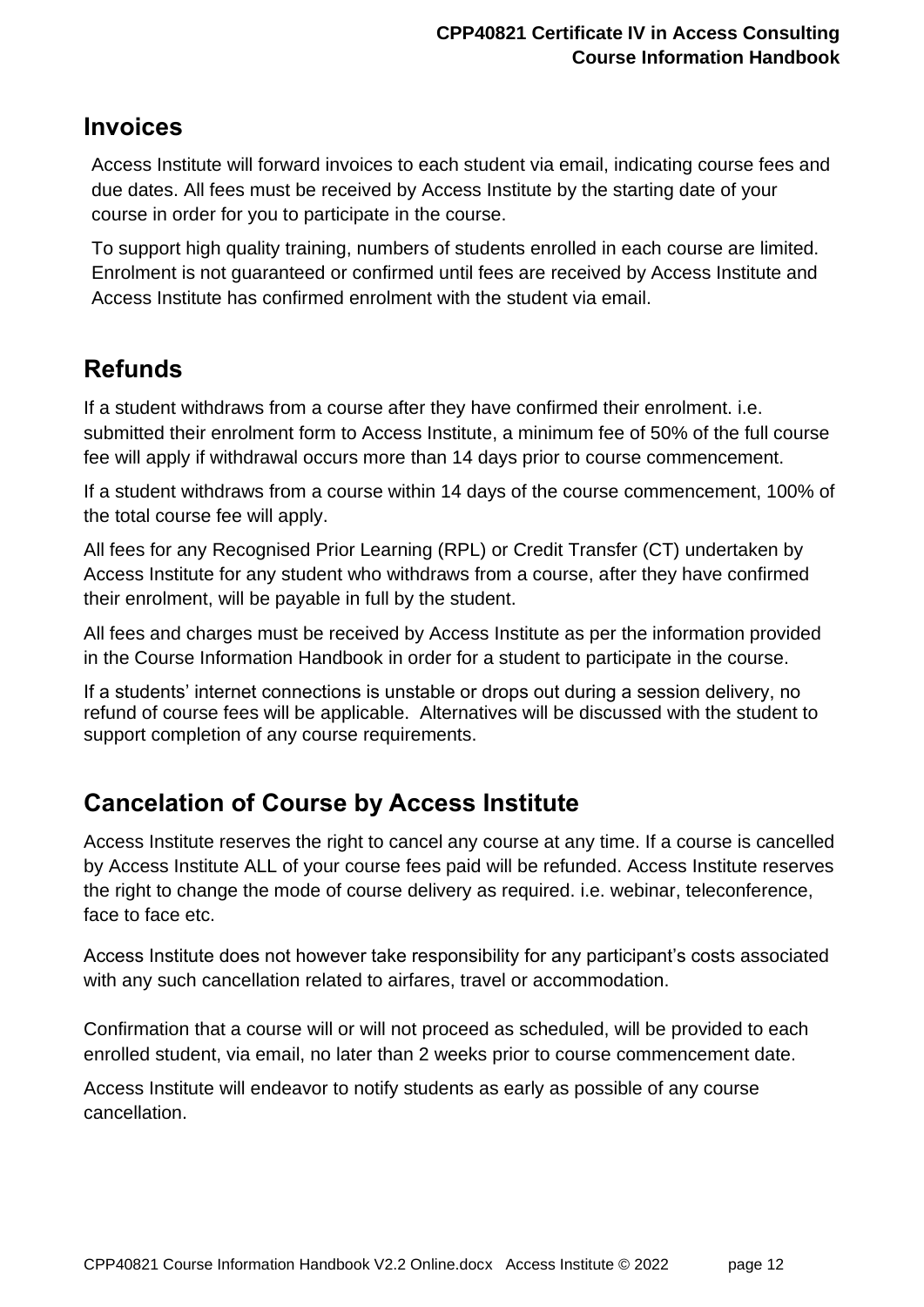## Invoices

Access Institute will forward invoices to each student via email, indicating course fees and due dates. All fees must be received by Access Institute by the starting date of your course in order for you to participate in the course.

To support high quality training, numbers of students enrolled in each course are limited. Enrolment is not guaranteed or confirmed until fees are received by Access Institute and Access Institute has confirmed enrolment with the student via email.

## Refunds

If a student withdraws from a course after they have confirmed their enrolment. i.e. submitted their enrolment form to Access Institute, a minimum fee of 50% of the full course fee will apply if withdrawal occurs more than 14 days prior to course commencement.

If a student withdraws from a course within 14 days of the course commencement, 100% of the total course fee will apply.

All fees for any Recognised Prior Learning (RPL) or Credit Transfer (CT) undertaken by Access Institute for any student who withdraws from a course, after they have confirmed their enrolment, will be payable in full by the student.

All fees and charges must be received by Access Institute as per the information provided in the Course Information Handbook in order for a student to participate in the course.

If a students' internet connections is unstable or drops out during a session delivery, no refund of course fees will be applicable. Alternatives will be discussed with the student to support completion of any course requirements.

## Cancelation of Course by Access Institute

Access Institute reserves the right to cancel any course at any time. If a course is cancelled by Access Institute ALL of your course fees paid will be refunded. Access Institute reserves the right to change the mode of course delivery as required. i.e. webinar, teleconference, face to face etc.

Access Institute does not however take responsibility for any participant's costs associated with any such cancellation related to airfares, travel or accommodation.

Confirmation that a course will or will not proceed as scheduled, will be provided to each enrolled student, via email, no later than 2 weeks prior to course commencement date.

Access Institute will endeavor to notify students as early as possible of any course cancellation.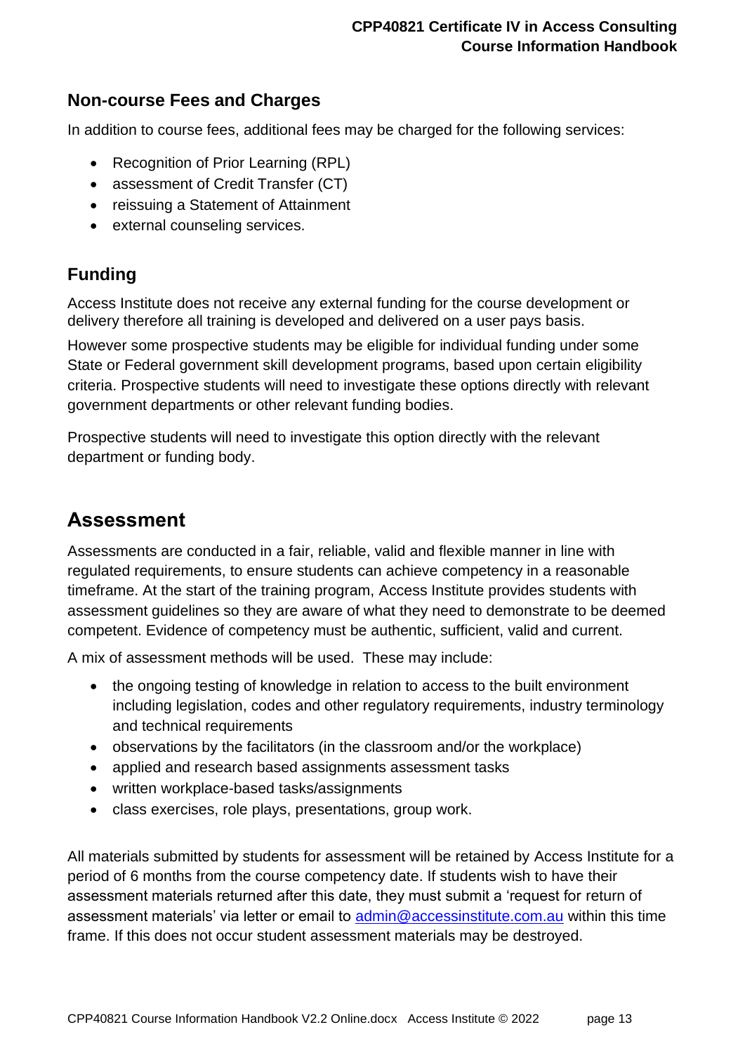## Non-course Fees and Charges

In addition to course fees, additional fees may be charged for the following services:

- Recognition of Prior Learning (RPL)
- assessment of Credit Transfer (CT)
- reissuing a Statement of Attainment
- external counseling services.

## Funding

Access Institute does not receive any external funding for the course development or delivery therefore all training is developed and delivered on a user pays basis.

However some prospective students may be eligible for individual funding under some State or Federal government skill development programs, based upon certain eligibility criteria. Prospective students will need to investigate these options directly with relevant government departments or other relevant funding bodies.

Prospective students will need to investigate this option directly with the relevant department or funding body.

# Assessment

Assessments are conducted in a fair, reliable, valid and flexible manner in line with regulated requirements, to ensure students can achieve competency in a reasonable timeframe. At the start of the training program, Access Institute provides students with assessment guidelines so they are aware of what they need to demonstrate to be deemed competent. Evidence of competency must be authentic, sufficient, valid and current.

A mix of assessment methods will be used. These may include:

- the ongoing testing of knowledge in relation to access to the built environment including legislation, codes and other regulatory requirements, industry terminology and technical requirements
- observations by the facilitators (in the classroom and/or the workplace)
- applied and research based assignments assessment tasks
- written workplace-based tasks/assignments
- class exercises, role plays, presentations, group work.

All materials submitted by students for assessment will be retained by Access Institute for a period of 6 months from the course competency date. If students wish to have their assessment materials returned after this date, they must submit a 'request for return of assessment materials' via letter or email to [admin@accessinstitute.com.au](mailto:admin@accessinstitute.com.au) within this time frame. If this does not occur student assessment materials may be destroyed.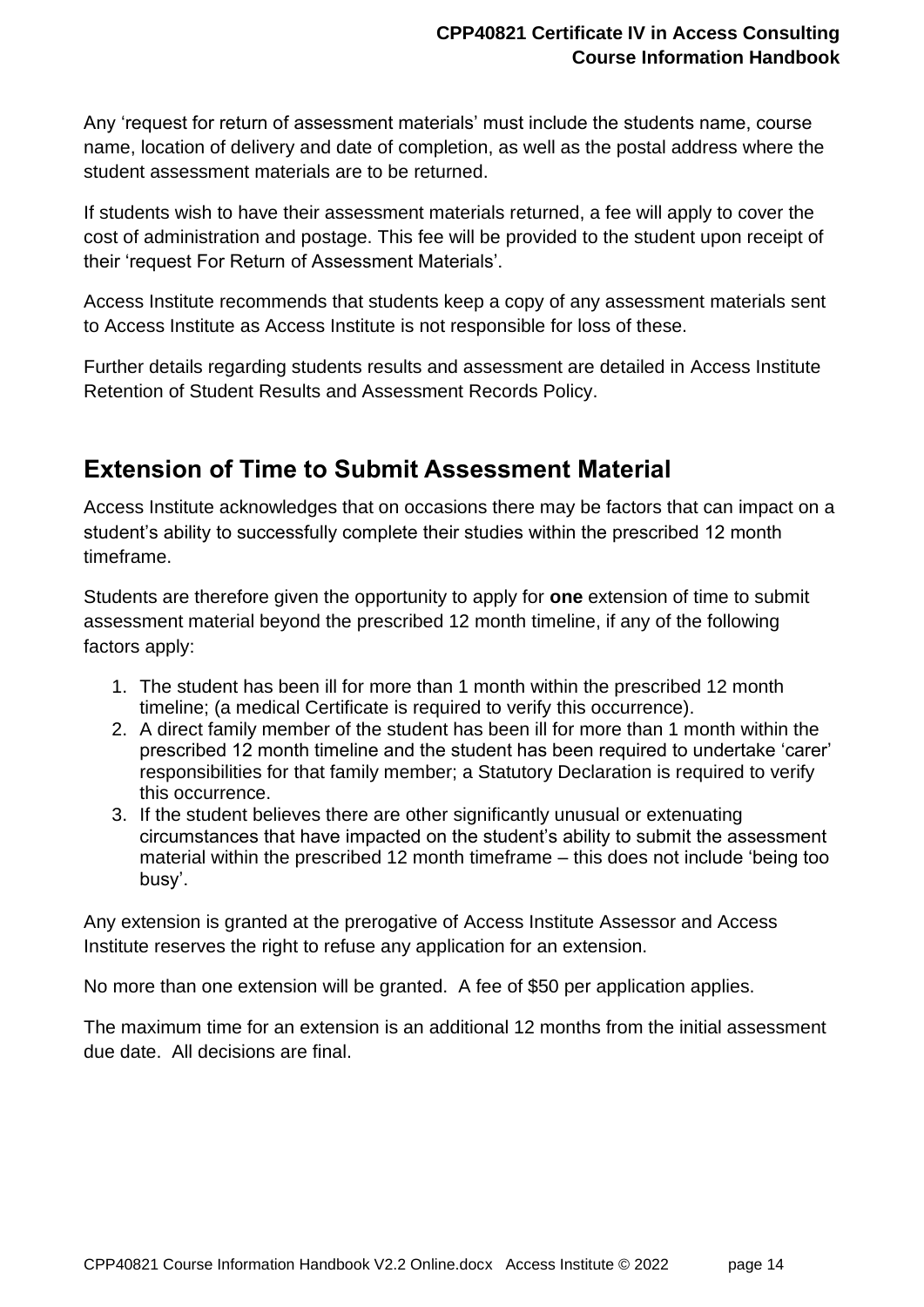Any ‘request for return of assessment materials’ must include the students name, course name, location of delivery and date of completion, as well as the postal address where the student assessment materials are to be returned.

If students wish to have their assessment materials returned, a fee will apply to cover the cost of administration and postage. This fee will be provided to the student upon receipt of their ‘request For Return of Assessment Materials’.

Access Institute recommends that students keep a copy of any assessment materials sent to Access Institute as Access Institute is not responsible for loss of these.

Further details regarding students results and assessment are detailed in Access Institute Retention of Student Results and Assessment Records Policy.

## Extension of Time to Submit Assessment Material

Access Institute acknowledges that on occasions there may be factors that can impact on a student’s ability to successfully complete their studies within the prescribed 12 month timeframe.

Students are therefore given the opportunity to apply for **one** extension of time to submit assessment material beyond the prescribed 12 month timeline, if any of the following factors apply:

1. The student has been ill for more than 1 month within the prescribed 12 month timeline; (a medical Certificate is required to verify this occurrence).
2. A direct family member of the student has been ill for more than 1 month within the prescribed 12 month timeline and the student has been required to undertake ‘carer’ responsibilities for that family member; a Statutory Declaration is required to verify this occurrence.
3. If the student believes there are other significantly unusual or extenuating circumstances that have impacted on the student’s ability to submit the assessment material within the prescribed 12 month timeframe – this does not include ‘being too busy’.

Any extension is granted at the prerogative of Access Institute Assessor and Access Institute reserves the right to refuse any application for an extension.

No more than one extension will be granted. A fee of $50 per application applies.

The maximum time for an extension is an additional 12 months from the initial assessment due date. All decisions are final.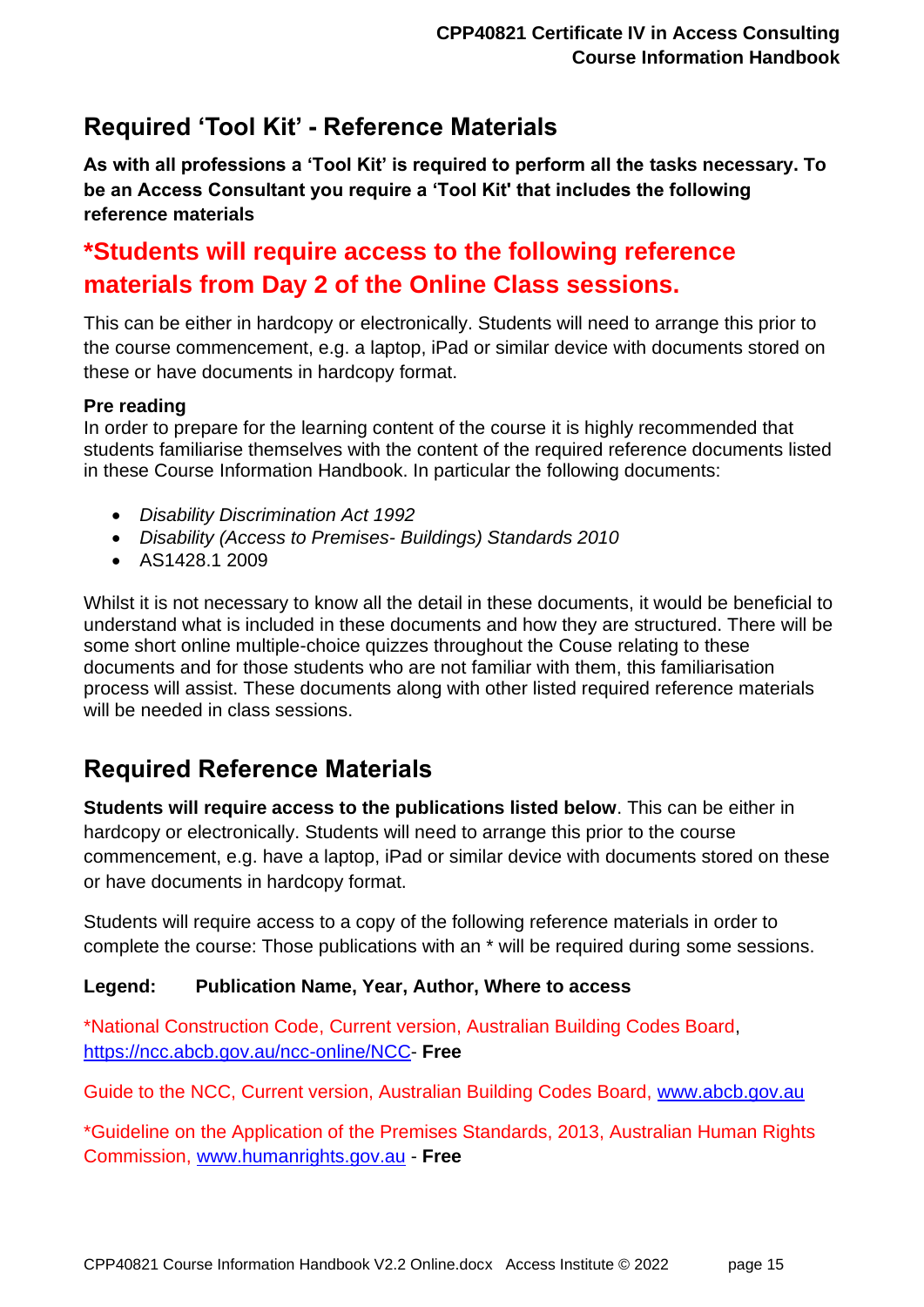## Required 'Tool Kit' - Reference Materials

**As with all professions a 'Tool Kit' is required to perform all the tasks necessary. To be an Access Consultant you require a 'Tool Kit' that includes the following reference materials**

## *Students will require access to the following reference materials from Day 2 of the Online Class sessions.

This can be either in hardcopy or electronically. Students will need to arrange this prior to the course commencement, e.g. a laptop, iPad or similar device with documents stored on these or have documents in hardcopy format.

**Pre reading**
In order to prepare for the learning content of the course it is highly recommended that students familiarise themselves with the content of the required reference documents listed in these Course Information Handbook. In particular the following documents:

- *Disability Discrimination Act 1992*
- *Disability (Access to Premises- Buildings) Standards 2010*
- AS1428.1 2009

Whilst it is not necessary to know all the detail in these documents, it would be beneficial to understand what is included in these documents and how they are structured. There will be some short online multiple-choice quizzes throughout the Couse relating to these documents and for those students who are not familiar with them, this familiarisation process will assist. These documents along with other listed required reference materials will be needed in class sessions.

## Required Reference Materials

**Students will require access to the publications listed below**. This can be either in hardcopy or electronically. Students will need to arrange this prior to the course commencement, e.g. have a laptop, iPad or similar device with documents stored on these or have documents in hardcopy format.

Students will require access to a copy of the following reference materials in order to complete the course: Those publications with an * will be required during some sessions.

**Legend: Publication Name, Year, Author, Where to access**

*National Construction Code, Current version, Australian Building Codes Board, https://ncc.abcb.gov.au/ncc-online/NCC- **Free**

Guide to the NCC, Current version, Australian Building Codes Board, www.abcb.gov.au

*Guideline on the Application of the Premises Standards, 2013, Australian Human Rights Commission, www.humanrights.gov.au - **Free**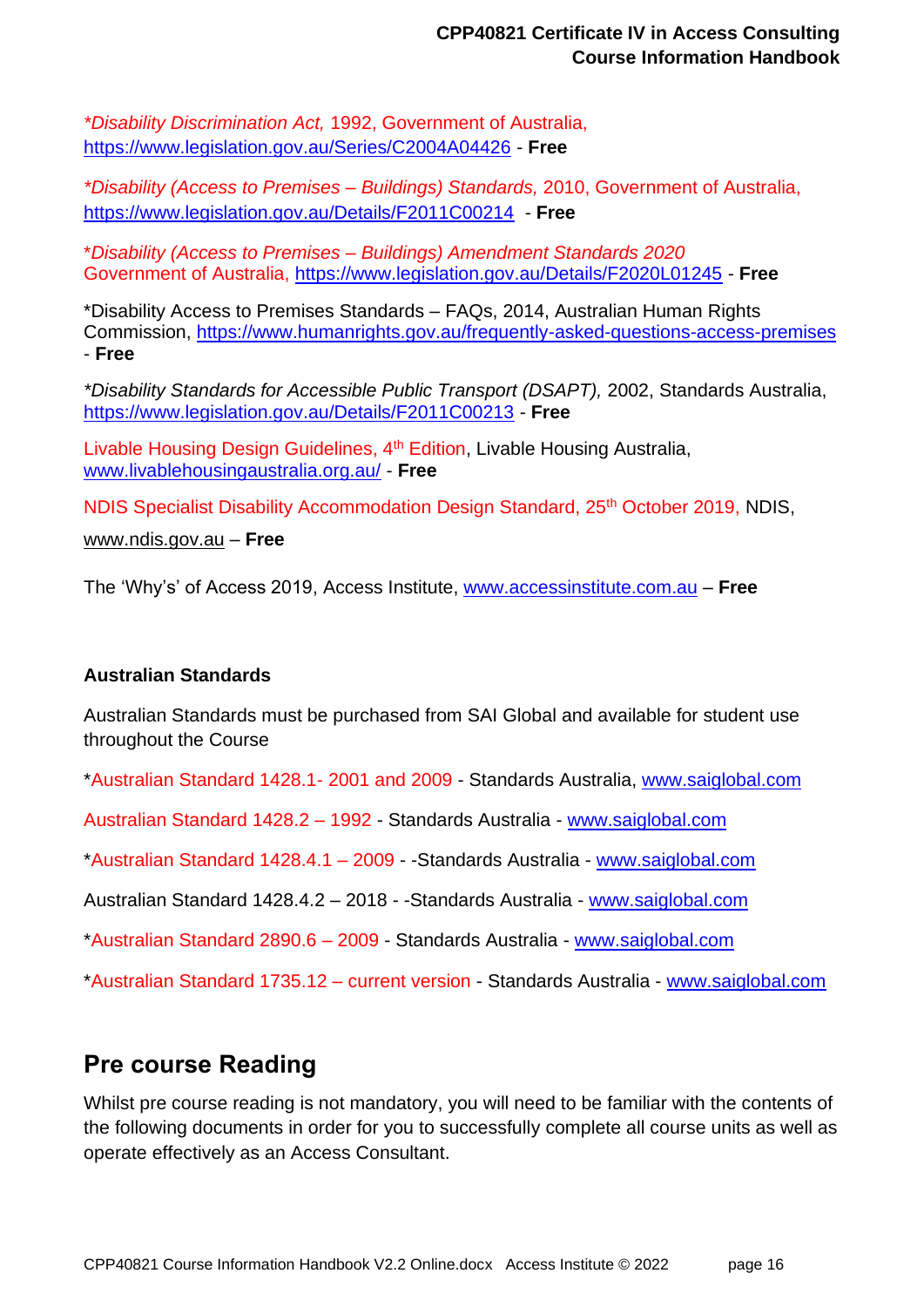**Disability Discrimination Act*, 1992, Government of Australia, https://www.legislation.gov.au/Series/C2004A04426 - **Free**

**Disability (Access to Premises – Buildings) Standards*, 2010, Government of Australia, https://www.legislation.gov.au/Details/F2011C00214 - **Free**

**Disability (Access to Premises – Buildings) Amendment Standards 2020* Government of Australia, https://www.legislation.gov.au/Details/F2020L01245 - **Free**

*Disability Access to Premises Standards – FAQs, 2014, Australian Human Rights Commission, https://www.humanrights.gov.au/frequently-asked-questions-access-premises - **Free**

**Disability Standards for Accessible Public Transport (DSAPT)*, 2002, Standards Australia, https://www.legislation.gov.au/Details/F2011C00213 - **Free**

Livable Housing Design Guidelines, 4th Edition, Livable Housing Australia, www.livablehousingaustralia.org.au/ - **Free**

NDIS Specialist Disability Accommodation Design Standard, 25th October 2019, NDIS, www.ndis.gov.au – **Free**

The 'Why's' of Access 2019, Access Institute, www.accessinstitute.com.au – **Free**

**Australian Standards**

Australian Standards must be purchased from SAI Global and available for student use throughout the Course

*Australian Standard 1428.1- 2001 and 2009 - Standards Australia, www.saiglobal.com

Australian Standard 1428.2 – 1992 - Standards Australia - www.saiglobal.com

*Australian Standard 1428.4.1 – 2009 - -Standards Australia - www.saiglobal.com

Australian Standard 1428.4.2 – 2018 - -Standards Australia - www.saiglobal.com

*Australian Standard 2890.6 – 2009 - Standards Australia - www.saiglobal.com

*Australian Standard 1735.12 – current version - Standards Australia - www.saiglobal.com

## Pre course Reading

Whilst pre course reading is not mandatory, you will need to be familiar with the contents of the following documents in order for you to successfully complete all course units as well as operate effectively as an Access Consultant.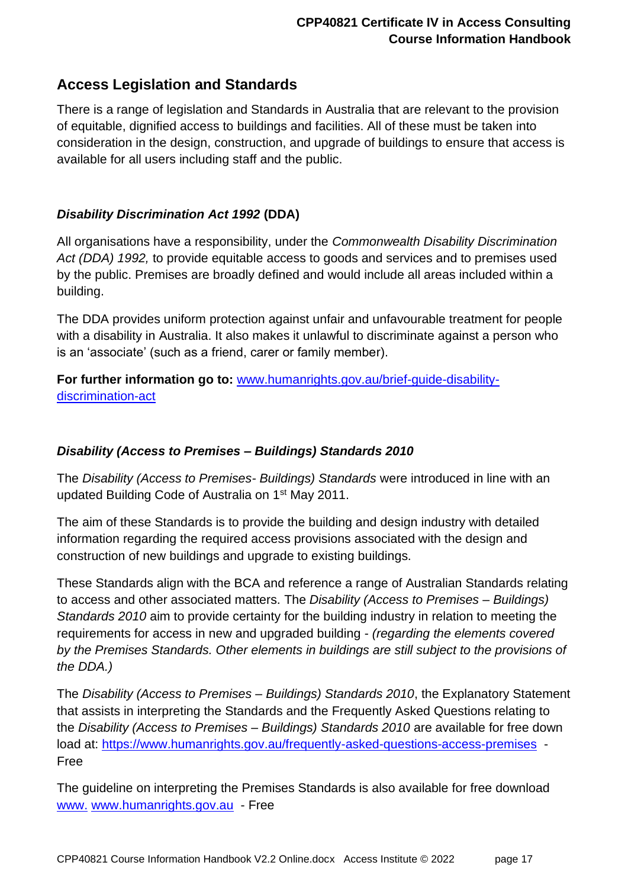## Access Legislation and Standards

There is a range of legislation and Standards in Australia that are relevant to the provision of equitable, dignified access to buildings and facilities. All of these must be taken into consideration in the design, construction, and upgrade of buildings to ensure that access is available for all users including staff and the public.

### *Disability Discrimination Act 1992* (DDA)

All organisations have a responsibility, under the *Commonwealth Disability Discrimination Act (DDA) 1992,* to provide equitable access to goods and services and to premises used by the public. Premises are broadly defined and would include all areas included within a building.

The DDA provides uniform protection against unfair and unfavourable treatment for people with a disability in Australia. It also makes it unlawful to discriminate against a person who is an 'associate' (such as a friend, carer or family member).

**For further information go to:** [www.humanrights.gov.au/brief-guide-disability-discrimination-act](http://www.humanrights.gov.au/brief-guide-disability-discrimination-act)

### *Disability (Access to Premises – Buildings) Standards 2010*

The *Disability (Access to Premises- Buildings) Standards* were introduced in line with an updated Building Code of Australia on 1st May 2011.

The aim of these Standards is to provide the building and design industry with detailed information regarding the required access provisions associated with the design and construction of new buildings and upgrade to existing buildings.

These Standards align with the BCA and reference a range of Australian Standards relating to access and other associated matters. The *Disability (Access to Premises – Buildings) Standards 2010* aim to provide certainty for the building industry in relation to meeting the requirements for access in new and upgraded building - *(regarding the elements covered by the Premises Standards. Other elements in buildings are still subject to the provisions of the DDA.)*

The *Disability (Access to Premises – Buildings) Standards 2010*, the Explanatory Statement that assists in interpreting the Standards and the Frequently Asked Questions relating to the *Disability (Access to Premises – Buildings) Standards 2010* are available for free down load at: [https://www.humanrights.gov.au/frequently-asked-questions-access-premises](https://www.humanrights.gov.au/frequently-asked-questions-access-premises) - Free

The guideline on interpreting the Premises Standards is also available for free download www. [www.humanrights.gov.au](http://www.humanrights.gov.au) - Free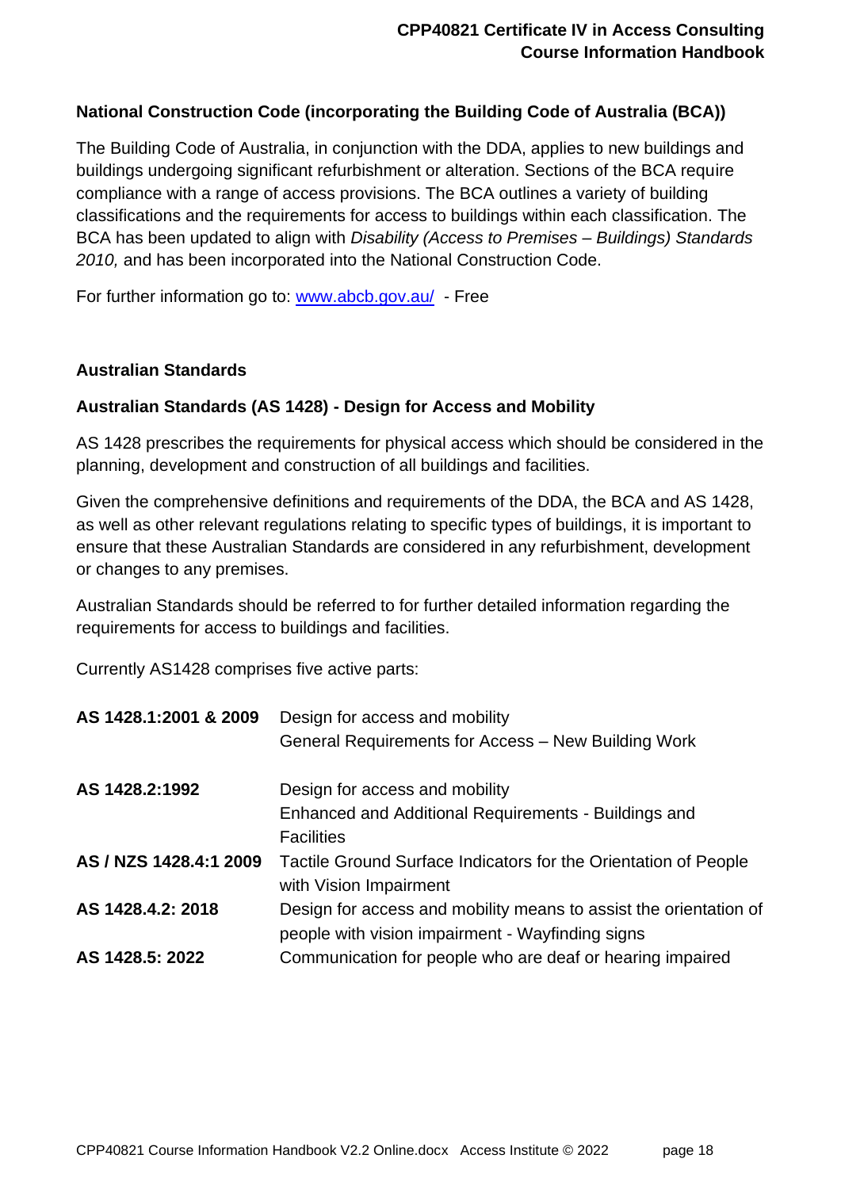**National Construction Code (incorporating the Building Code of Australia (BCA))**

The Building Code of Australia, in conjunction with the DDA, applies to new buildings and buildings undergoing significant refurbishment or alteration. Sections of the BCA require compliance with a range of access provisions. The BCA outlines a variety of building classifications and the requirements for access to buildings within each classification. The BCA has been updated to align with *Disability (Access to Premises – Buildings) Standards 2010,* and has been incorporated into the National Construction Code.

For further information go to: [www.abcb.gov.au/](http://www.abcb.gov.au/) - Free

**Australian Standards**

**Australian Standards (AS 1428) - Design for Access and Mobility**

AS 1428 prescribes the requirements for physical access which should be considered in the planning, development and construction of all buildings and facilities.

Given the comprehensive definitions and requirements of the DDA, the BCA and AS 1428, as well as other relevant regulations relating to specific types of buildings, it is important to ensure that these Australian Standards are considered in any refurbishment, development or changes to any premises.

Australian Standards should be referred to for further detailed information regarding the requirements for access to buildings and facilities.

Currently AS1428 comprises five active parts:

| | |
|---|---|
| **AS 1428.1:2001 & 2009** | Design for access and mobility<br>General Requirements for Access – New Building Work |
| **AS 1428.2:1992** | Design for access and mobility<br>Enhanced and Additional Requirements - Buildings and Facilities |
| **AS / NZS 1428.4:1 2009** | Tactile Ground Surface Indicators for the Orientation of People with Vision Impairment |
| **AS 1428.4.2: 2018** | Design for access and mobility means to assist the orientation of people with vision impairment - Wayfinding signs |
| **AS 1428.5: 2022** | Communication for people who are deaf or hearing impaired |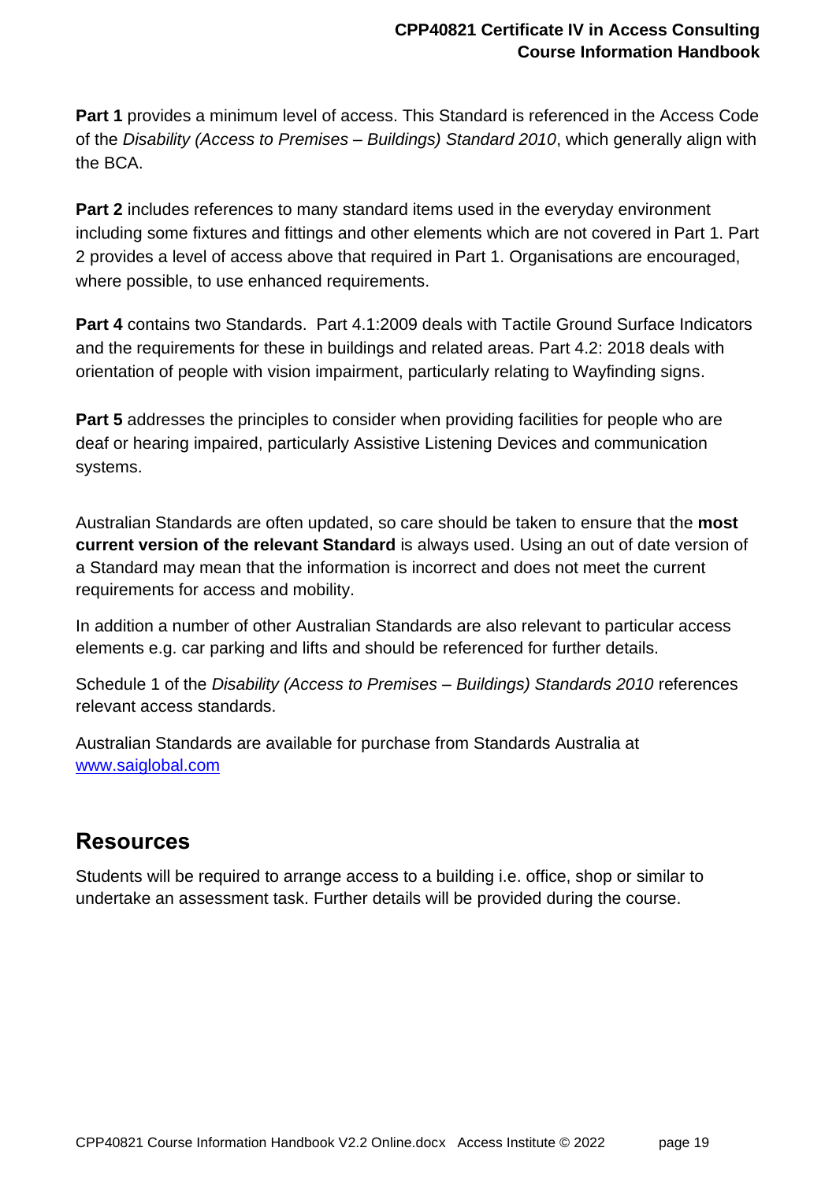**Part 1** provides a minimum level of access. This Standard is referenced in the Access Code of the *Disability (Access to Premises – Buildings) Standard 2010*, which generally align with the BCA.

**Part 2** includes references to many standard items used in the everyday environment including some fixtures and fittings and other elements which are not covered in Part 1. Part 2 provides a level of access above that required in Part 1. Organisations are encouraged, where possible, to use enhanced requirements.

**Part 4** contains two Standards. Part 4.1:2009 deals with Tactile Ground Surface Indicators and the requirements for these in buildings and related areas. Part 4.2: 2018 deals with orientation of people with vision impairment, particularly relating to Wayfinding signs.

**Part 5** addresses the principles to consider when providing facilities for people who are deaf or hearing impaired, particularly Assistive Listening Devices and communication systems.

Australian Standards are often updated, so care should be taken to ensure that the **most current version of the relevant Standard** is always used. Using an out of date version of a Standard may mean that the information is incorrect and does not meet the current requirements for access and mobility.

In addition a number of other Australian Standards are also relevant to particular access elements e.g. car parking and lifts and should be referenced for further details.

Schedule 1 of the *Disability (Access to Premises – Buildings) Standards 2010* references relevant access standards.

Australian Standards are available for purchase from Standards Australia at [www.saiglobal.com](www.saiglobal.com)

## Resources

Students will be required to arrange access to a building i.e. office, shop or similar to undertake an assessment task. Further details will be provided during the course.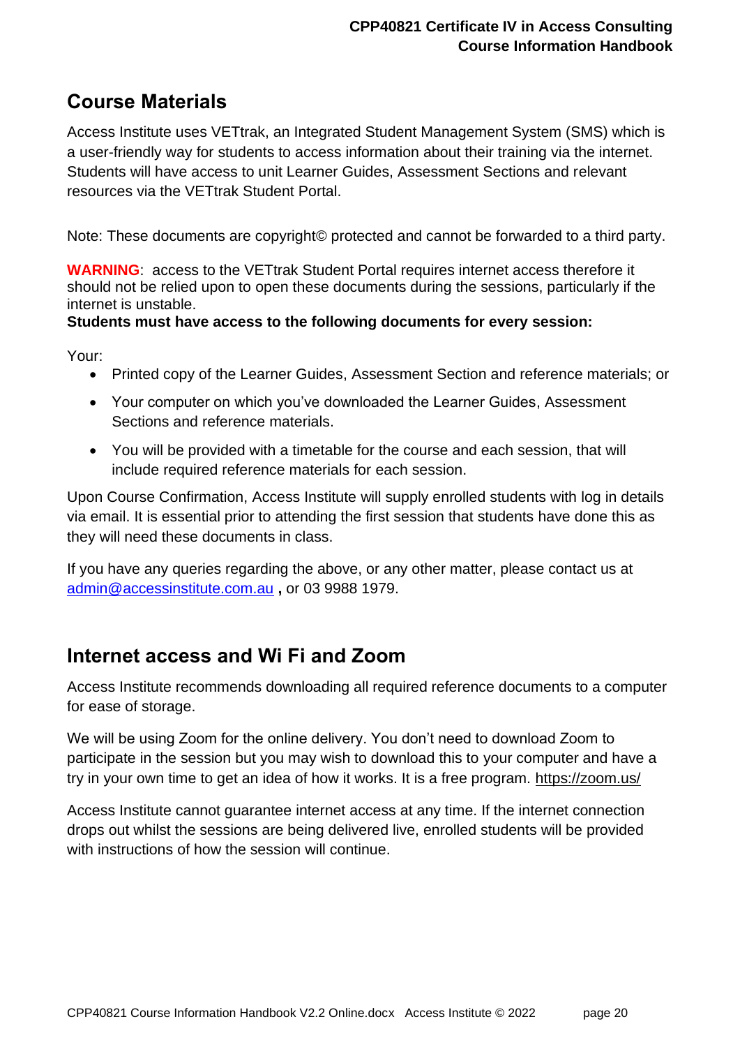## Course Materials

Access Institute uses VETtrak, an Integrated Student Management System (SMS) which is a user-friendly way for students to access information about their training via the internet. Students will have access to unit Learner Guides, Assessment Sections and relevant resources via the VETtrak Student Portal.

Note: These documents are copyright© protected and cannot be forwarded to a third party.

**WARNING**: access to the VETtrak Student Portal requires internet access therefore it should not be relied upon to open these documents during the sessions, particularly if the internet is unstable.

**Students must have access to the following documents for every session:**

Your:

- Printed copy of the Learner Guides, Assessment Section and reference materials; or
- Your computer on which you've downloaded the Learner Guides, Assessment Sections and reference materials.
- You will be provided with a timetable for the course and each session, that will include required reference materials for each session.

Upon Course Confirmation, Access Institute will supply enrolled students with log in details via email. It is essential prior to attending the first session that students have done this as they will need these documents in class.

If you have any queries regarding the above, or any other matter, please contact us at admin@accessinstitute.com.au **,** or 03 9988 1979.

## Internet access and Wi Fi and Zoom

Access Institute recommends downloading all required reference documents to a computer for ease of storage.

We will be using Zoom for the online delivery. You don't need to download Zoom to participate in the session but you may wish to download this to your computer and have a try in your own time to get an idea of how it works. It is a free program. https://zoom.us/

Access Institute cannot guarantee internet access at any time. If the internet connection drops out whilst the sessions are being delivered live, enrolled students will be provided with instructions of how the session will continue.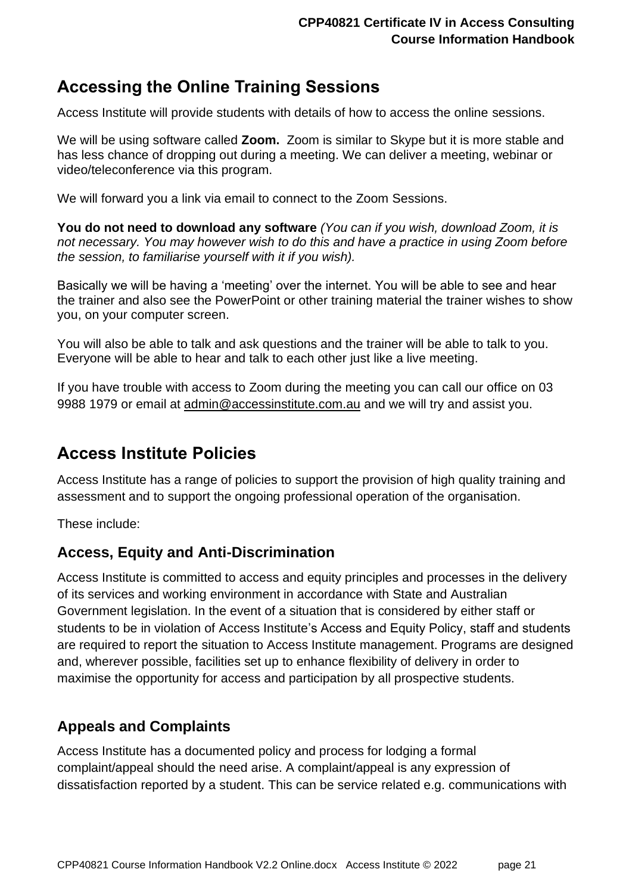## Accessing the Online Training Sessions

Access Institute will provide students with details of how to access the online sessions.

We will be using software called **Zoom.** Zoom is similar to Skype but it is more stable and has less chance of dropping out during a meeting. We can deliver a meeting, webinar or video/teleconference via this program.

We will forward you a link via email to connect to the Zoom Sessions.

**You do not need to download any software** *(You can if you wish, download Zoom, it is not necessary. You may however wish to do this and have a practice in using Zoom before the session, to familiarise yourself with it if you wish).*

Basically we will be having a 'meeting' over the internet. You will be able to see and hear the trainer and also see the PowerPoint or other training material the trainer wishes to show you, on your computer screen.

You will also be able to talk and ask questions and the trainer will be able to talk to you. Everyone will be able to hear and talk to each other just like a live meeting.

If you have trouble with access to Zoom during the meeting you can call our office on 03 9988 1979 or email at admin@accessinstitute.com.au and we will try and assist you.

## Access Institute Policies

Access Institute has a range of policies to support the provision of high quality training and assessment and to support the ongoing professional operation of the organisation.

These include:

### Access, Equity and Anti-Discrimination

Access Institute is committed to access and equity principles and processes in the delivery of its services and working environment in accordance with State and Australian Government legislation. In the event of a situation that is considered by either staff or students to be in violation of Access Institute's Access and Equity Policy, staff and students are required to report the situation to Access Institute management. Programs are designed and, wherever possible, facilities set up to enhance flexibility of delivery in order to maximise the opportunity for access and participation by all prospective students.

### Appeals and Complaints

Access Institute has a documented policy and process for lodging a formal complaint/appeal should the need arise. A complaint/appeal is any expression of dissatisfaction reported by a student. This can be service related e.g. communications with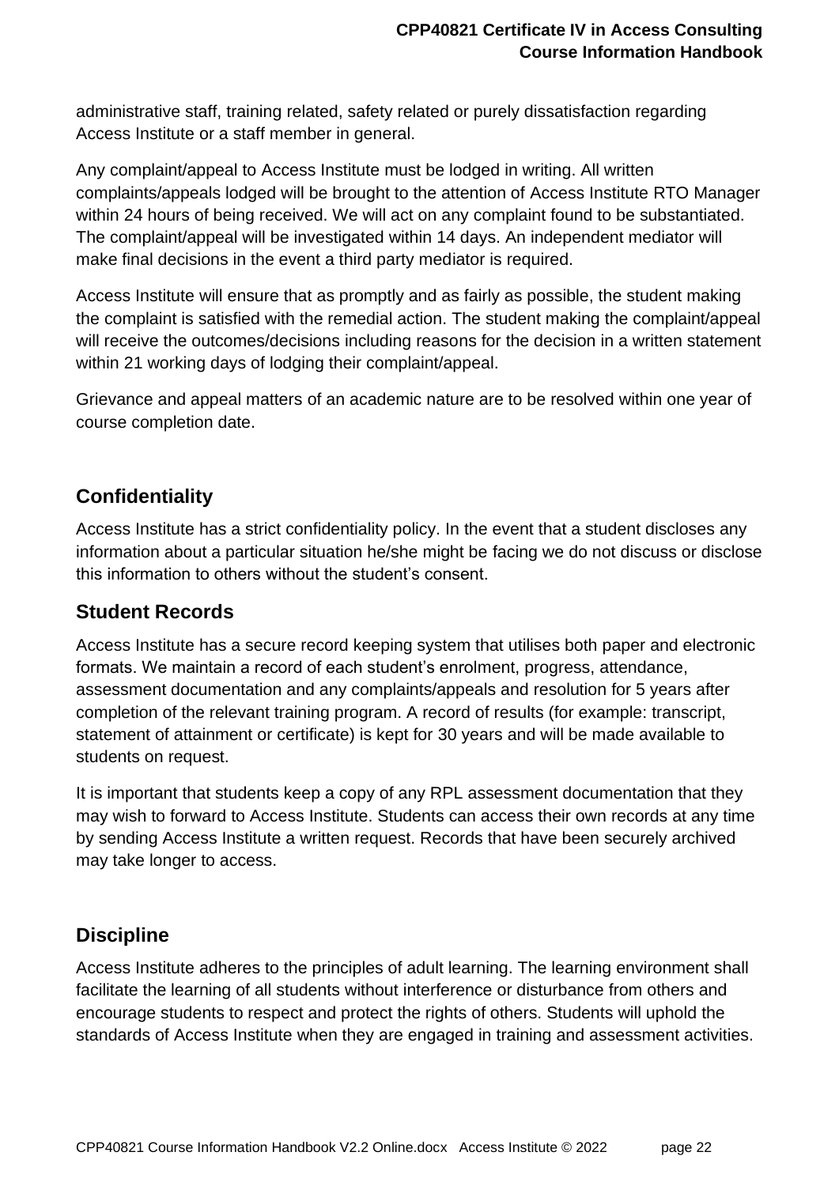administrative staff, training related, safety related or purely dissatisfaction regarding Access Institute or a staff member in general.

Any complaint/appeal to Access Institute must be lodged in writing. All written complaints/appeals lodged will be brought to the attention of Access Institute RTO Manager within 24 hours of being received. We will act on any complaint found to be substantiated. The complaint/appeal will be investigated within 14 days. An independent mediator will make final decisions in the event a third party mediator is required.

Access Institute will ensure that as promptly and as fairly as possible, the student making the complaint is satisfied with the remedial action. The student making the complaint/appeal will receive the outcomes/decisions including reasons for the decision in a written statement within 21 working days of lodging their complaint/appeal.

Grievance and appeal matters of an academic nature are to be resolved within one year of course completion date.

## Confidentiality

Access Institute has a strict confidentiality policy. In the event that a student discloses any information about a particular situation he/she might be facing we do not discuss or disclose this information to others without the student's consent.

## Student Records

Access Institute has a secure record keeping system that utilises both paper and electronic formats. We maintain a record of each student's enrolment, progress, attendance, assessment documentation and any complaints/appeals and resolution for 5 years after completion of the relevant training program. A record of results (for example: transcript, statement of attainment or certificate) is kept for 30 years and will be made available to students on request.

It is important that students keep a copy of any RPL assessment documentation that they may wish to forward to Access Institute. Students can access their own records at any time by sending Access Institute a written request. Records that have been securely archived may take longer to access.

## Discipline

Access Institute adheres to the principles of adult learning. The learning environment shall facilitate the learning of all students without interference or disturbance from others and encourage students to respect and protect the rights of others. Students will uphold the standards of Access Institute when they are engaged in training and assessment activities.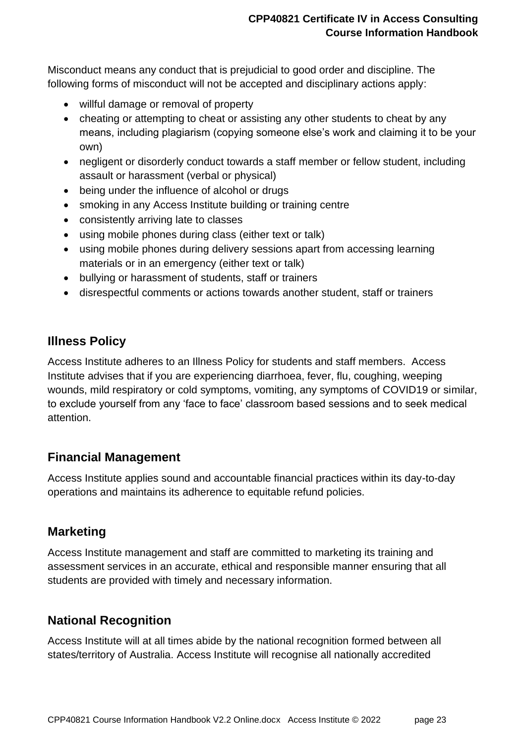Misconduct means any conduct that is prejudicial to good order and discipline. The following forms of misconduct will not be accepted and disciplinary actions apply:

- willful damage or removal of property
- cheating or attempting to cheat or assisting any other students to cheat by any means, including plagiarism (copying someone else's work and claiming it to be your own)
- negligent or disorderly conduct towards a staff member or fellow student, including assault or harassment (verbal or physical)
- being under the influence of alcohol or drugs
- smoking in any Access Institute building or training centre
- consistently arriving late to classes
- using mobile phones during class (either text or talk)
- using mobile phones during delivery sessions apart from accessing learning materials or in an emergency (either text or talk)
- bullying or harassment of students, staff or trainers
- disrespectful comments or actions towards another student, staff or trainers

## Illness Policy

Access Institute adheres to an Illness Policy for students and staff members. Access Institute advises that if you are experiencing diarrhoea, fever, flu, coughing, weeping wounds, mild respiratory or cold symptoms, vomiting, any symptoms of COVID19 or similar, to exclude yourself from any 'face to face' classroom based sessions and to seek medical attention.

## Financial Management

Access Institute applies sound and accountable financial practices within its day-to-day operations and maintains its adherence to equitable refund policies.

## Marketing

Access Institute management and staff are committed to marketing its training and assessment services in an accurate, ethical and responsible manner ensuring that all students are provided with timely and necessary information.

## National Recognition

Access Institute will at all times abide by the national recognition formed between all states/territory of Australia. Access Institute will recognise all nationally accredited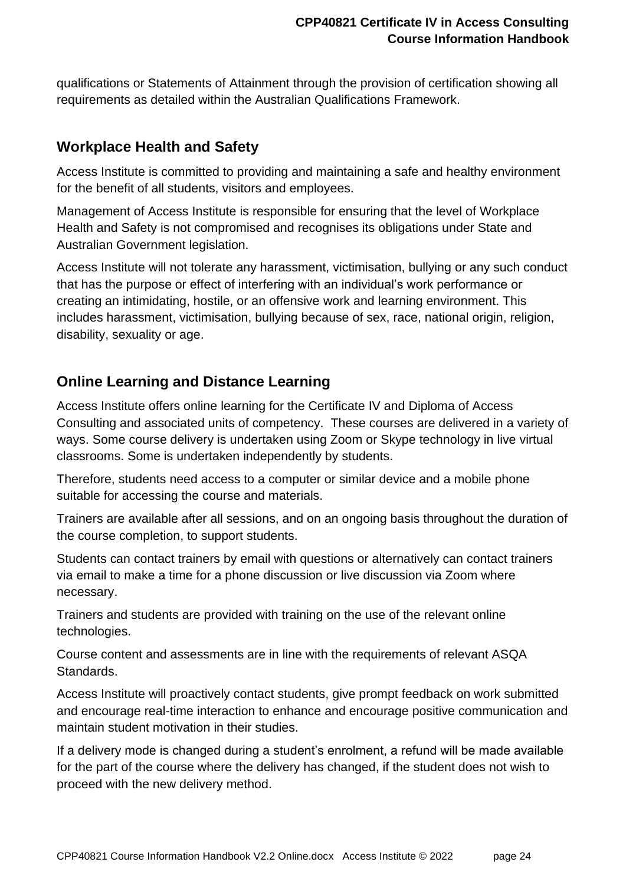qualifications or Statements of Attainment through the provision of certification showing all requirements as detailed within the Australian Qualifications Framework.

## Workplace Health and Safety

Access Institute is committed to providing and maintaining a safe and healthy environment for the benefit of all students, visitors and employees.

Management of Access Institute is responsible for ensuring that the level of Workplace Health and Safety is not compromised and recognises its obligations under State and Australian Government legislation.

Access Institute will not tolerate any harassment, victimisation, bullying or any such conduct that has the purpose or effect of interfering with an individual's work performance or creating an intimidating, hostile, or an offensive work and learning environment. This includes harassment, victimisation, bullying because of sex, race, national origin, religion, disability, sexuality or age.

## Online Learning and Distance Learning

Access Institute offers online learning for the Certificate IV and Diploma of Access Consulting and associated units of competency. These courses are delivered in a variety of ways. Some course delivery is undertaken using Zoom or Skype technology in live virtual classrooms. Some is undertaken independently by students.

Therefore, students need access to a computer or similar device and a mobile phone suitable for accessing the course and materials.

Trainers are available after all sessions, and on an ongoing basis throughout the duration of the course completion, to support students.

Students can contact trainers by email with questions or alternatively can contact trainers via email to make a time for a phone discussion or live discussion via Zoom where necessary.

Trainers and students are provided with training on the use of the relevant online technologies.

Course content and assessments are in line with the requirements of relevant ASQA Standards.

Access Institute will proactively contact students, give prompt feedback on work submitted and encourage real-time interaction to enhance and encourage positive communication and maintain student motivation in their studies.

If a delivery mode is changed during a student's enrolment, a refund will be made available for the part of the course where the delivery has changed, if the student does not wish to proceed with the new delivery method.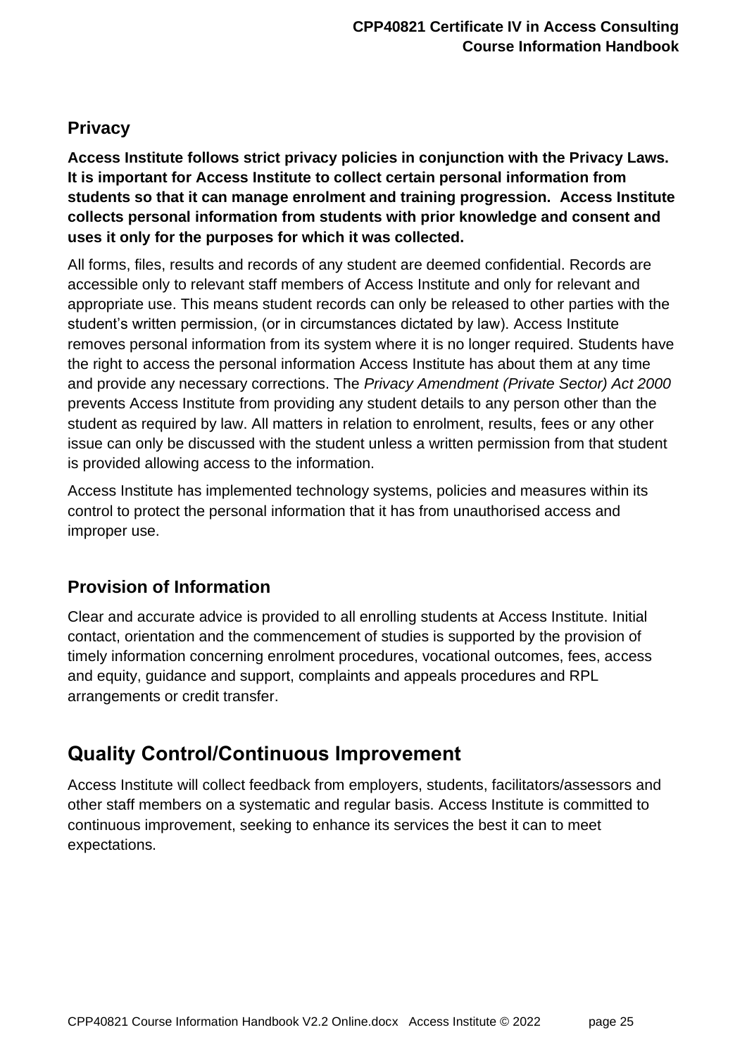### Privacy

**Access Institute follows strict privacy policies in conjunction with the Privacy Laws. It is important for Access Institute to collect certain personal information from students so that it can manage enrolment and training progression. Access Institute collects personal information from students with prior knowledge and consent and uses it only for the purposes for which it was collected.**

All forms, files, results and records of any student are deemed confidential. Records are accessible only to relevant staff members of Access Institute and only for relevant and appropriate use. This means student records can only be released to other parties with the student's written permission, (or in circumstances dictated by law). Access Institute removes personal information from its system where it is no longer required. Students have the right to access the personal information Access Institute has about them at any time and provide any necessary corrections. The *Privacy Amendment (Private Sector) Act 2000* prevents Access Institute from providing any student details to any person other than the student as required by law. All matters in relation to enrolment, results, fees or any other issue can only be discussed with the student unless a written permission from that student is provided allowing access to the information.

Access Institute has implemented technology systems, policies and measures within its control to protect the personal information that it has from unauthorised access and improper use.

### Provision of Information

Clear and accurate advice is provided to all enrolling students at Access Institute. Initial contact, orientation and the commencement of studies is supported by the provision of timely information concerning enrolment procedures, vocational outcomes, fees, access and equity, guidance and support, complaints and appeals procedures and RPL arrangements or credit transfer.

## Quality Control/Continuous Improvement

Access Institute will collect feedback from employers, students, facilitators/assessors and other staff members on a systematic and regular basis. Access Institute is committed to continuous improvement, seeking to enhance its services the best it can to meet expectations.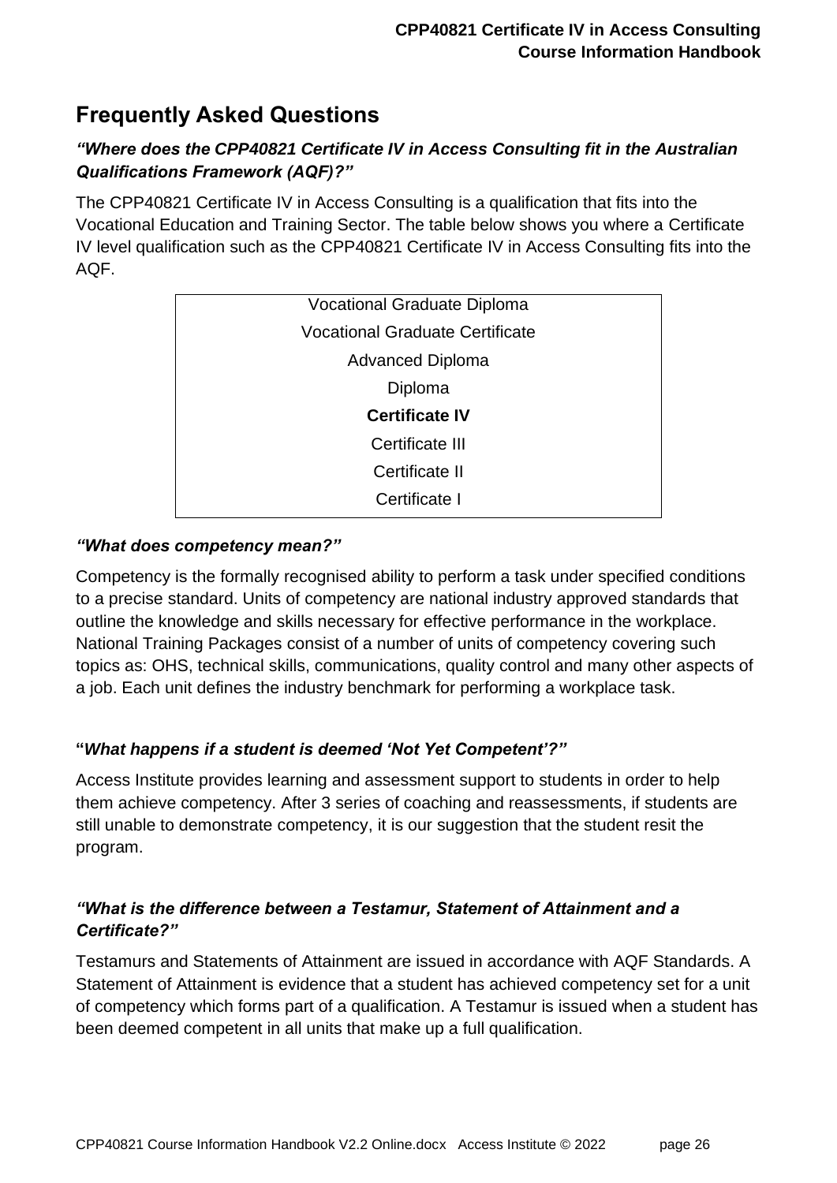## Frequently Asked Questions

***"Where does the CPP40821 Certificate IV in Access Consulting fit in the Australian Qualifications Framework (AQF)?"***

The CPP40821 Certificate IV in Access Consulting is a qualification that fits into the Vocational Education and Training Sector. The table below shows you where a Certificate IV level qualification such as the CPP40821 Certificate IV in Access Consulting fits into the AQF.

| Vocational Graduate Diploma |
|---|
| Vocational Graduate Certificate |
| Advanced Diploma |
| Diploma |
| **Certificate IV** |
| Certificate III |
| Certificate II |
| Certificate I |

***"What does competency mean?"***

Competency is the formally recognised ability to perform a task under specified conditions to a precise standard. Units of competency are national industry approved standards that outline the knowledge and skills necessary for effective performance in the workplace. National Training Packages consist of a number of units of competency covering such topics as: OHS, technical skills, communications, quality control and many other aspects of a job. Each unit defines the industry benchmark for performing a workplace task.

**"*What happens if a student is deemed 'Not Yet Competent'?"***

Access Institute provides learning and assessment support to students in order to help them achieve competency. After 3 series of coaching and reassessments, if students are still unable to demonstrate competency, it is our suggestion that the student resit the program.

***"What is the difference between a Testamur, Statement of Attainment and a Certificate?"***

Testamurs and Statements of Attainment are issued in accordance with AQF Standards. A Statement of Attainment is evidence that a student has achieved competency set for a unit of competency which forms part of a qualification. A Testamur is issued when a student has been deemed competent in all units that make up a full qualification.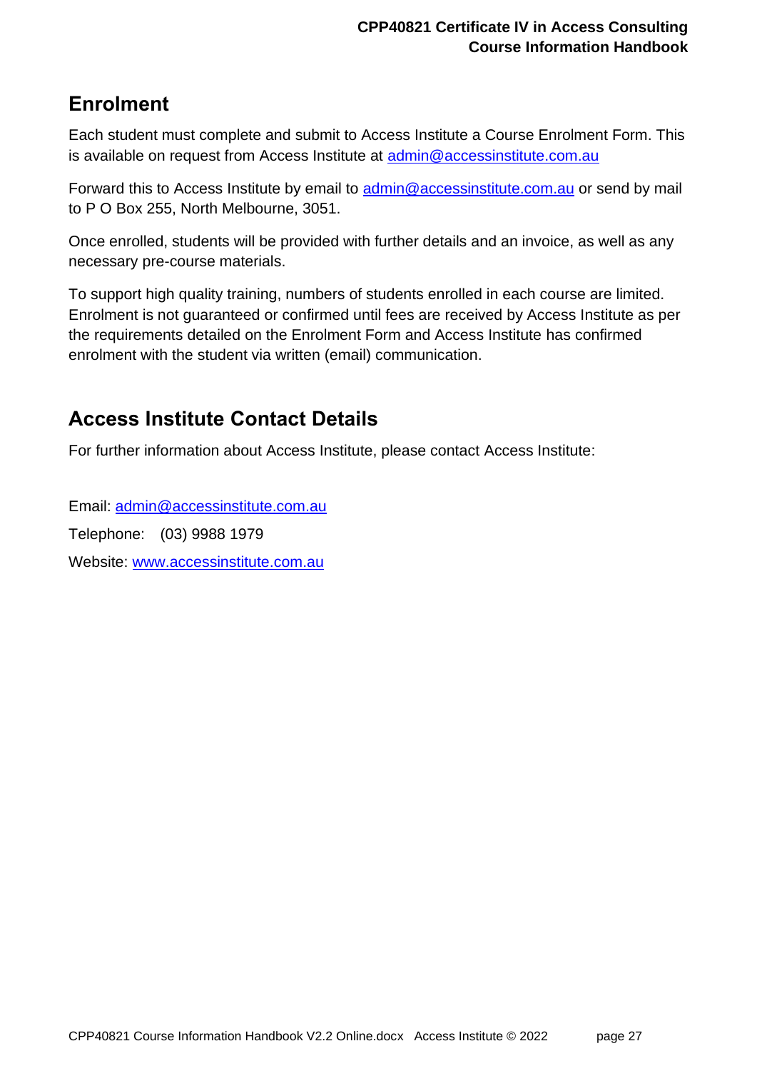## Enrolment

Each student must complete and submit to Access Institute a Course Enrolment Form. This is available on request from Access Institute at admin@accessinstitute.com.au

Forward this to Access Institute by email to admin@accessinstitute.com.au or send by mail to P O Box 255, North Melbourne, 3051.

Once enrolled, students will be provided with further details and an invoice, as well as any necessary pre-course materials.

To support high quality training, numbers of students enrolled in each course are limited. Enrolment is not guaranteed or confirmed until fees are received by Access Institute as per the requirements detailed on the Enrolment Form and Access Institute has confirmed enrolment with the student via written (email) communication.

## Access Institute Contact Details

For further information about Access Institute, please contact Access Institute:

Email: admin@accessinstitute.com.au

Telephone: (03) 9988 1979

Website: www.accessinstitute.com.au